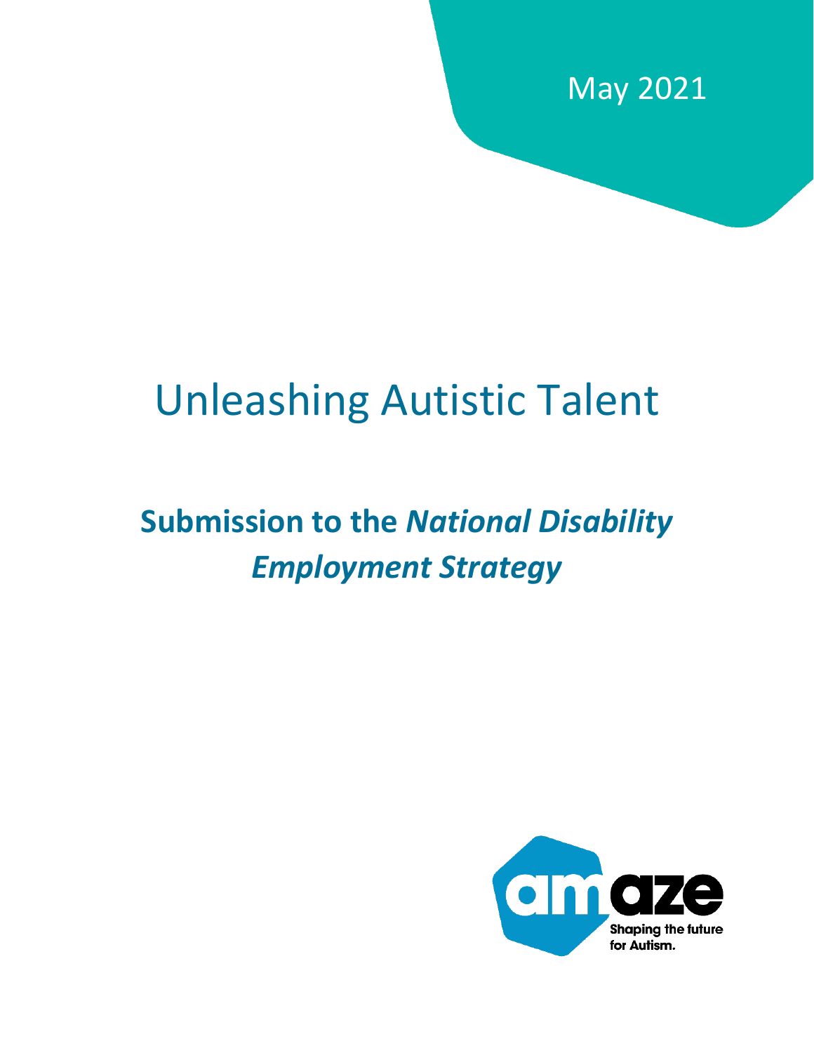May 2021

# Unleashing Autistic Talent

## Submission to the *National Disability Employment Strategy*

amaze

Shaping the future for Autism.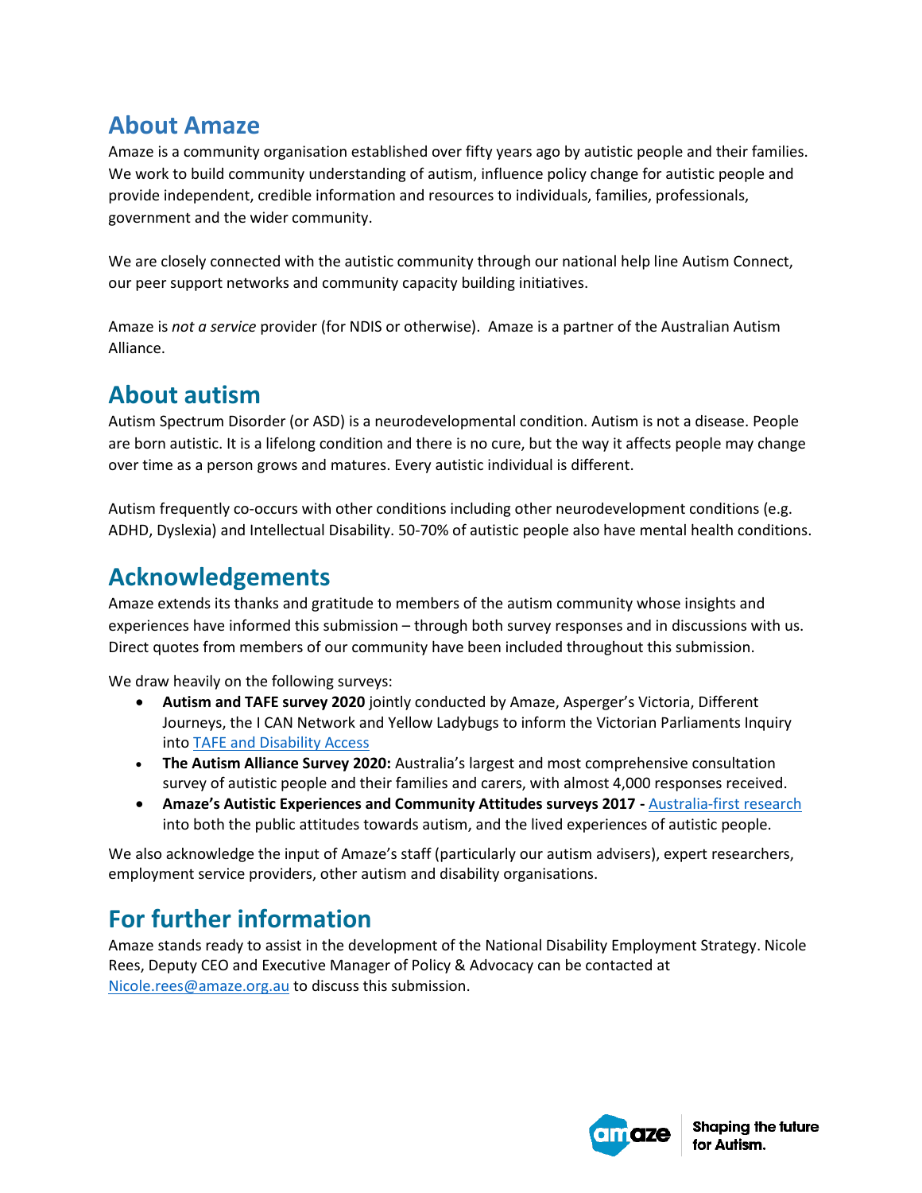## About Amaze

Amaze is a community organisation established over fifty years ago by autistic people and their families. We work to build community understanding of autism, influence policy change for autistic people and provide independent, credible information and resources to individuals, families, professionals, government and the wider community.

We are closely connected with the autistic community through our national help line Autism Connect, our peer support networks and community capacity building initiatives.

Amaze is *not a service* provider (for NDIS or otherwise). Amaze is a partner of the Australian Autism Alliance.

## About autism

Autism Spectrum Disorder (or ASD) is a neurodevelopmental condition. Autism is not a disease. People are born autistic. It is a lifelong condition and there is no cure, but the way it affects people may change over time as a person grows and matures. Every autistic individual is different.

Autism frequently co-occurs with other conditions including other neurodevelopment conditions (e.g. ADHD, Dyslexia) and Intellectual Disability. 50-70% of autistic people also have mental health conditions.

## Acknowledgements

Amaze extends its thanks and gratitude to members of the autism community whose insights and experiences have informed this submission – through both survey responses and in discussions with us. Direct quotes from members of our community have been included throughout this submission.

We draw heavily on the following surveys:

- **Autism and TAFE survey 2020** jointly conducted by Amaze, Asperger's Victoria, Different Journeys, the I CAN Network and Yellow Ladybugs to inform the Victorian Parliaments Inquiry into [TAFE and Disability Access]
- **The Autism Alliance Survey 2020:** Australia's largest and most comprehensive consultation survey of autistic people and their families and carers, with almost 4,000 responses received.
- **Amaze's Autistic Experiences and Community Attitudes surveys 2017 -** [Australia-first research] into both the public attitudes towards autism, and the lived experiences of autistic people.

We also acknowledge the input of Amaze's staff (particularly our autism advisers), expert researchers, employment service providers, other autism and disability organisations.

## For further information

Amaze stands ready to assist in the development of the National Disability Employment Strategy. Nicole Rees, Deputy CEO and Executive Manager of Policy & Advocacy can be contacted at Nicole.rees@amaze.org.au to discuss this submission.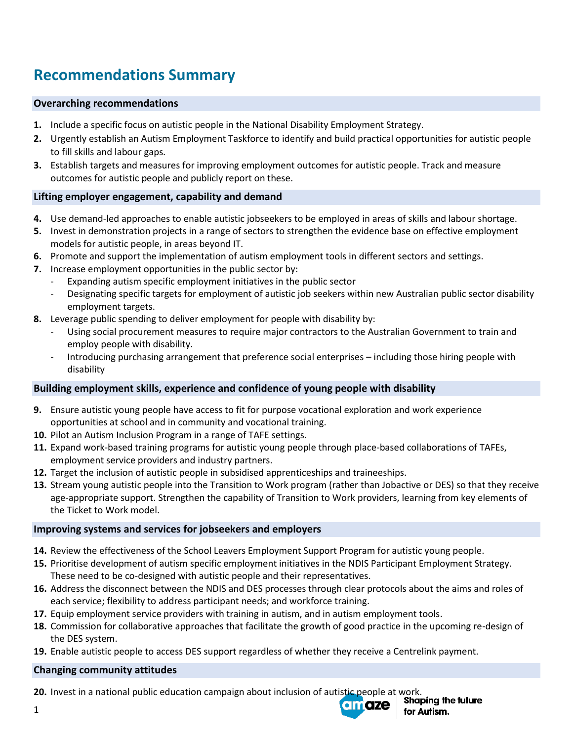# Recommendations Summary

### Overarching recommendations

1. Include a specific focus on autistic people in the National Disability Employment Strategy.
2. Urgently establish an Autism Employment Taskforce to identify and build practical opportunities for autistic people to fill skills and labour gaps.
3. Establish targets and measures for improving employment outcomes for autistic people. Track and measure outcomes for autistic people and publicly report on these.

### Lifting employer engagement, capability and demand

4. Use demand-led approaches to enable autistic jobseekers to be employed in areas of skills and labour shortage.
5. Invest in demonstration projects in a range of sectors to strengthen the evidence base on effective employment models for autistic people, in areas beyond IT.
6. Promote and support the implementation of autism employment tools in different sectors and settings.
7. Increase employment opportunities in the public sector by:
   - Expanding autism specific employment initiatives in the public sector
   - Designating specific targets for employment of autistic job seekers within new Australian public sector disability employment targets.
8. Leverage public spending to deliver employment for people with disability by:
   - Using social procurement measures to require major contractors to the Australian Government to train and employ people with disability.
   - Introducing purchasing arrangement that preference social enterprises – including those hiring people with disability

### Building employment skills, experience and confidence of young people with disability

9. Ensure autistic young people have access to fit for purpose vocational exploration and work experience opportunities at school and in community and vocational training.
10. Pilot an Autism Inclusion Program in a range of TAFE settings.
11. Expand work-based training programs for autistic young people through place-based collaborations of TAFEs, employment service providers and industry partners.
12. Target the inclusion of autistic people in subsidised apprenticeships and traineeships.
13. Stream young autistic people into the Transition to Work program (rather than Jobactive or DES) so that they receive age-appropriate support. Strengthen the capability of Transition to Work providers, learning from key elements of the Ticket to Work model.

### Improving systems and services for jobseekers and employers

14. Review the effectiveness of the School Leavers Employment Support Program for autistic young people.
15. Prioritise development of autism specific employment initiatives in the NDIS Participant Employment Strategy. These need to be co-designed with autistic people and their representatives.
16. Address the disconnect between the NDIS and DES processes through clear protocols about the aims and roles of each service; flexibility to address participant needs; and workforce training.
17. Equip employment service providers with training in autism, and in autism employment tools.
18. Commission for collaborative approaches that facilitate the growth of good practice in the upcoming re-design of the DES system.
19. Enable autistic people to access DES support regardless of whether they receive a Centrelink payment.

### Changing community attitudes

20. Invest in a national public education campaign about inclusion of autistic people at work.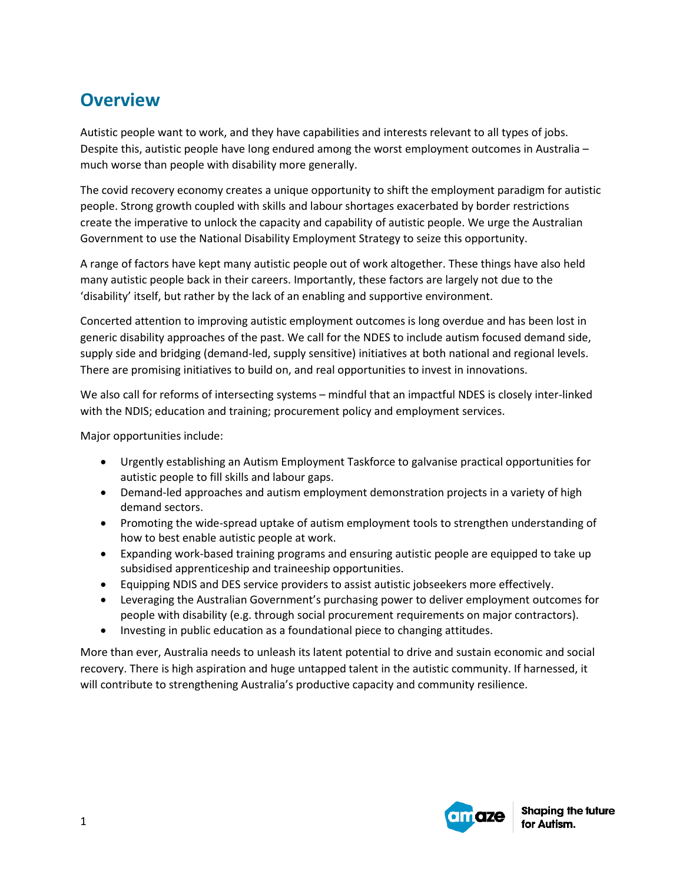# Overview

Autistic people want to work, and they have capabilities and interests relevant to all types of jobs. Despite this, autistic people have long endured among the worst employment outcomes in Australia – much worse than people with disability more generally.

The covid recovery economy creates a unique opportunity to shift the employment paradigm for autistic people. Strong growth coupled with skills and labour shortages exacerbated by border restrictions create the imperative to unlock the capacity and capability of autistic people. We urge the Australian Government to use the National Disability Employment Strategy to seize this opportunity.

A range of factors have kept many autistic people out of work altogether. These things have also held many autistic people back in their careers. Importantly, these factors are largely not due to the 'disability' itself, but rather by the lack of an enabling and supportive environment.

Concerted attention to improving autistic employment outcomes is long overdue and has been lost in generic disability approaches of the past. We call for the NDES to include autism focused demand side, supply side and bridging (demand-led, supply sensitive) initiatives at both national and regional levels. There are promising initiatives to build on, and real opportunities to invest in innovations.

We also call for reforms of intersecting systems – mindful that an impactful NDES is closely inter-linked with the NDIS; education and training; procurement policy and employment services.

Major opportunities include:

- Urgently establishing an Autism Employment Taskforce to galvanise practical opportunities for autistic people to fill skills and labour gaps.
- Demand-led approaches and autism employment demonstration projects in a variety of high demand sectors.
- Promoting the wide-spread uptake of autism employment tools to strengthen understanding of how to best enable autistic people at work.
- Expanding work-based training programs and ensuring autistic people are equipped to take up subsidised apprenticeship and traineeship opportunities.
- Equipping NDIS and DES service providers to assist autistic jobseekers more effectively.
- Leveraging the Australian Government's purchasing power to deliver employment outcomes for people with disability (e.g. through social procurement requirements on major contractors).
- Investing in public education as a foundational piece to changing attitudes.

More than ever, Australia needs to unleash its latent potential to drive and sustain economic and social recovery. There is high aspiration and huge untapped talent in the autistic community. If harnessed, it will contribute to strengthening Australia's productive capacity and community resilience.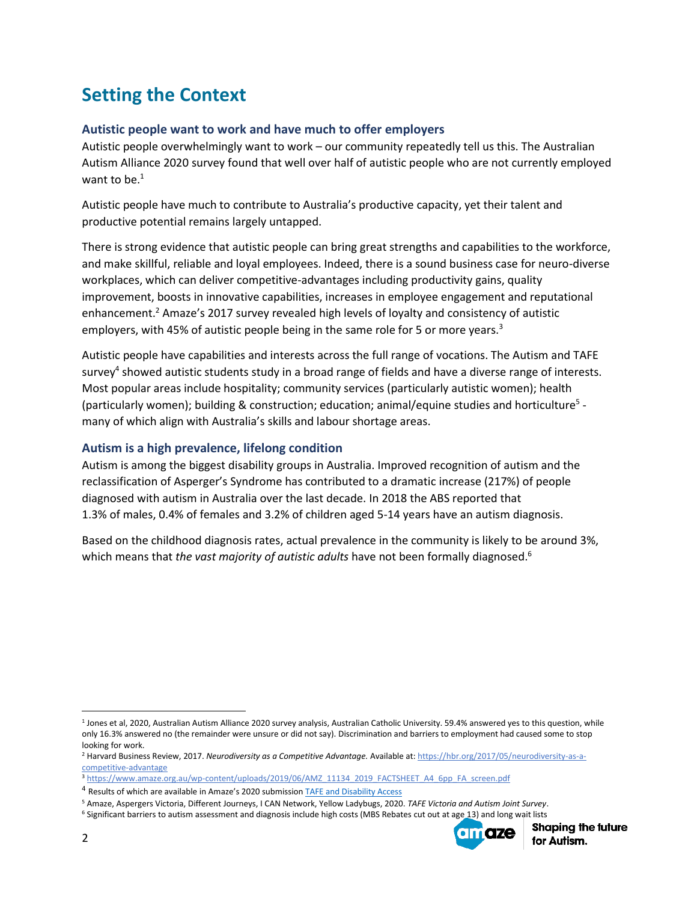# Setting the Context

## Autistic people want to work and have much to offer employers

Autistic people overwhelmingly want to work – our community repeatedly tell us this. The Australian Autism Alliance 2020 survey found that well over half of autistic people who are not currently employed want to be.[1]

Autistic people have much to contribute to Australia's productive capacity, yet their talent and productive potential remains largely untapped.

There is strong evidence that autistic people can bring great strengths and capabilities to the workforce, and make skillful, reliable and loyal employees. Indeed, there is a sound business case for neuro-diverse workplaces, which can deliver competitive-advantages including productivity gains, quality improvement, boosts in innovative capabilities, increases in employee engagement and reputational enhancement.[2] Amaze's 2017 survey revealed high levels of loyalty and consistency of autistic employers, with 45% of autistic people being in the same role for 5 or more years.[3]

Autistic people have capabilities and interests across the full range of vocations. The Autism and TAFE survey[4] showed autistic students study in a broad range of fields and have a diverse range of interests. Most popular areas include hospitality; community services (particularly autistic women); health (particularly women); building & construction; education; animal/equine studies and horticulture[5] - many of which align with Australia's skills and labour shortage areas.

## Autism is a high prevalence, lifelong condition

Autism is among the biggest disability groups in Australia. Improved recognition of autism and the reclassification of Asperger's Syndrome has contributed to a dramatic increase (217%) of people diagnosed with autism in Australia over the last decade. In 2018 the ABS reported that 1.3% of males, 0.4% of females and 3.2% of children aged 5-14 years have an autism diagnosis.

Based on the childhood diagnosis rates, actual prevalence in the community is likely to be around 3%, which means that *the vast majority of autistic adults* have not been formally diagnosed.[6]

---

[1] Jones et al, 2020, Australian Autism Alliance 2020 survey analysis, Australian Catholic University. 59.4% answered yes to this question, while only 16.3% answered no (the remainder were unsure or did not say). Discrimination and barriers to employment had caused some to stop looking for work.

[2] Harvard Business Review, 2017. *Neurodiversity as a Competitive Advantage.* Available at: https://hbr.org/2017/05/neurodiversity-as-a-competitive-advantage

[3] https://www.amaze.org.au/wp-content/uploads/2019/06/AMZ_11134_2019_FACTSHEET_A4_6pp_FA_screen.pdf

[4] Results of which are available in Amaze's 2020 submission TAFE and Disability Access

[5] Amaze, Aspergers Victoria, Different Journeys, I CAN Network, Yellow Ladybugs, 2020. *TAFE Victoria and Autism Joint Survey*.

[6] Significant barriers to autism assessment and diagnosis include high costs (MBS Rebates cut out at age 13) and long wait lists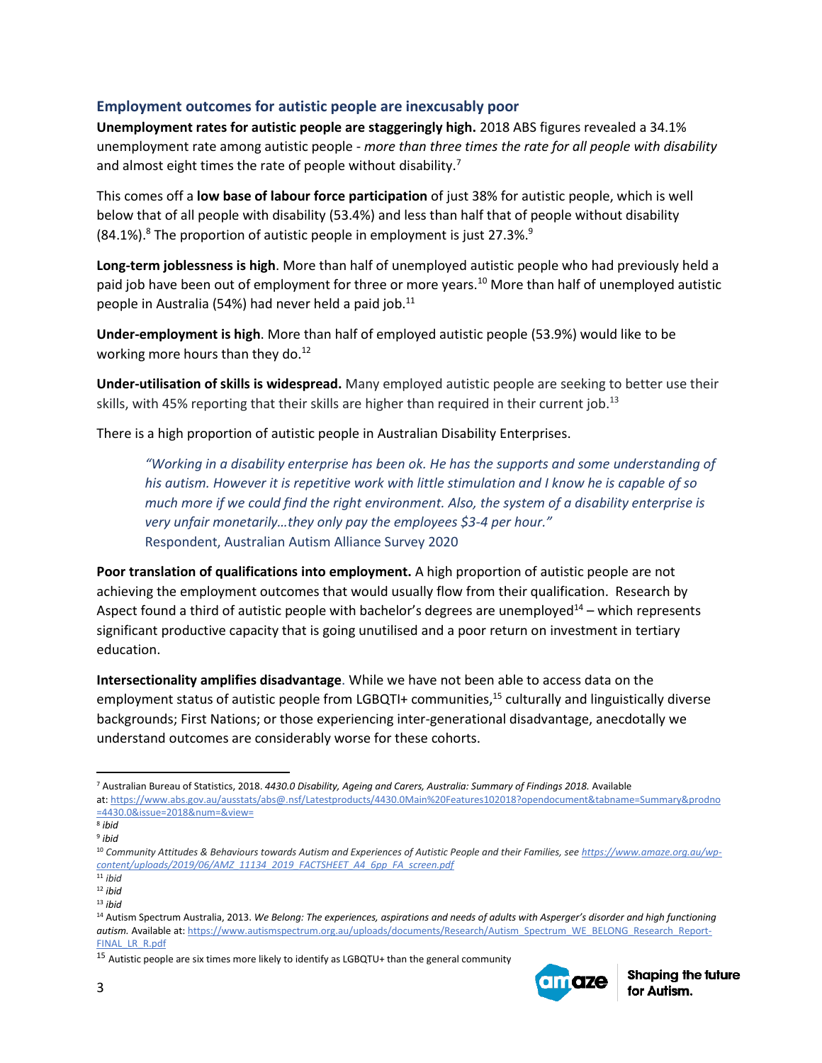## Employment outcomes for autistic people are inexcusably poor

**Unemployment rates for autistic people are staggeringly high.** 2018 ABS figures revealed a 34.1% unemployment rate among autistic people - *more than three times the rate for all people with disability* and almost eight times the rate of people without disability.[7]

This comes off a **low base of labour force participation** of just 38% for autistic people, which is well below that of all people with disability (53.4%) and less than half that of people without disability (84.1%).[8] The proportion of autistic people in employment is just 27.3%.[9]

**Long-term joblessness is high**. More than half of unemployed autistic people who had previously held a paid job have been out of employment for three or more years.[10] More than half of unemployed autistic people in Australia (54%) had never held a paid job.[11]

**Under-employment is high**. More than half of employed autistic people (53.9%) would like to be working more hours than they do.[12]

**Under-utilisation of skills is widespread.** Many employed autistic people are seeking to better use their skills, with 45% reporting that their skills are higher than required in their current job.[13]

There is a high proportion of autistic people in Australian Disability Enterprises.

> *"Working in a disability enterprise has been ok. He has the supports and some understanding of his autism. However it is repetitive work with little stimulation and I know he is capable of so much more if we could find the right environment. Also, the system of a disability enterprise is very unfair monetarily…they only pay the employees $3-4 per hour."*
> Respondent, Australian Autism Alliance Survey 2020

**Poor translation of qualifications into employment.** A high proportion of autistic people are not achieving the employment outcomes that would usually flow from their qualification. Research by Aspect found a third of autistic people with bachelor's degrees are unemployed[14] – which represents significant productive capacity that is going unutilised and a poor return on investment in tertiary education.

**Intersectionality amplifies disadvantage**. While we have not been able to access data on the employment status of autistic people from LGBQTI+ communities,[15] culturally and linguistically diverse backgrounds; First Nations; or those experiencing inter-generational disadvantage, anecdotally we understand outcomes are considerably worse for these cohorts.

---

[7] Australian Bureau of Statistics, 2018. *4430.0 Disability, Ageing and Carers, Australia: Summary of Findings 2018.* Available at: https://www.abs.gov.au/ausstats/abs@.nsf/Latestproducts/4430.0Main%20Features102018?opendocument&tabname=Summary&prodno=4430.0&issue=2018&num=&view=

[8] *ibid*

[9] *ibid*

[10] *Community Attitudes & Behaviours towards Autism and Experiences of Autistic People and their Families, see* https://www.amaze.org.au/wp-content/uploads/2019/06/AMZ_11134_2019_FACTSHEET_A4_6pp_FA_screen.pdf

[11] *ibid*

[12] *ibid*

[13] *ibid*

[14] Autism Spectrum Australia, 2013. *We Belong: The experiences, aspirations and needs of adults with Asperger's disorder and high functioning autism.* Available at: https://www.autismspectrum.org.au/uploads/documents/Research/Autism_Spectrum_WE_BELONG_Research_Report-FINAL_LR_R.pdf

[15] Autistic people are six times more likely to identify as LGBQTU+ than the general community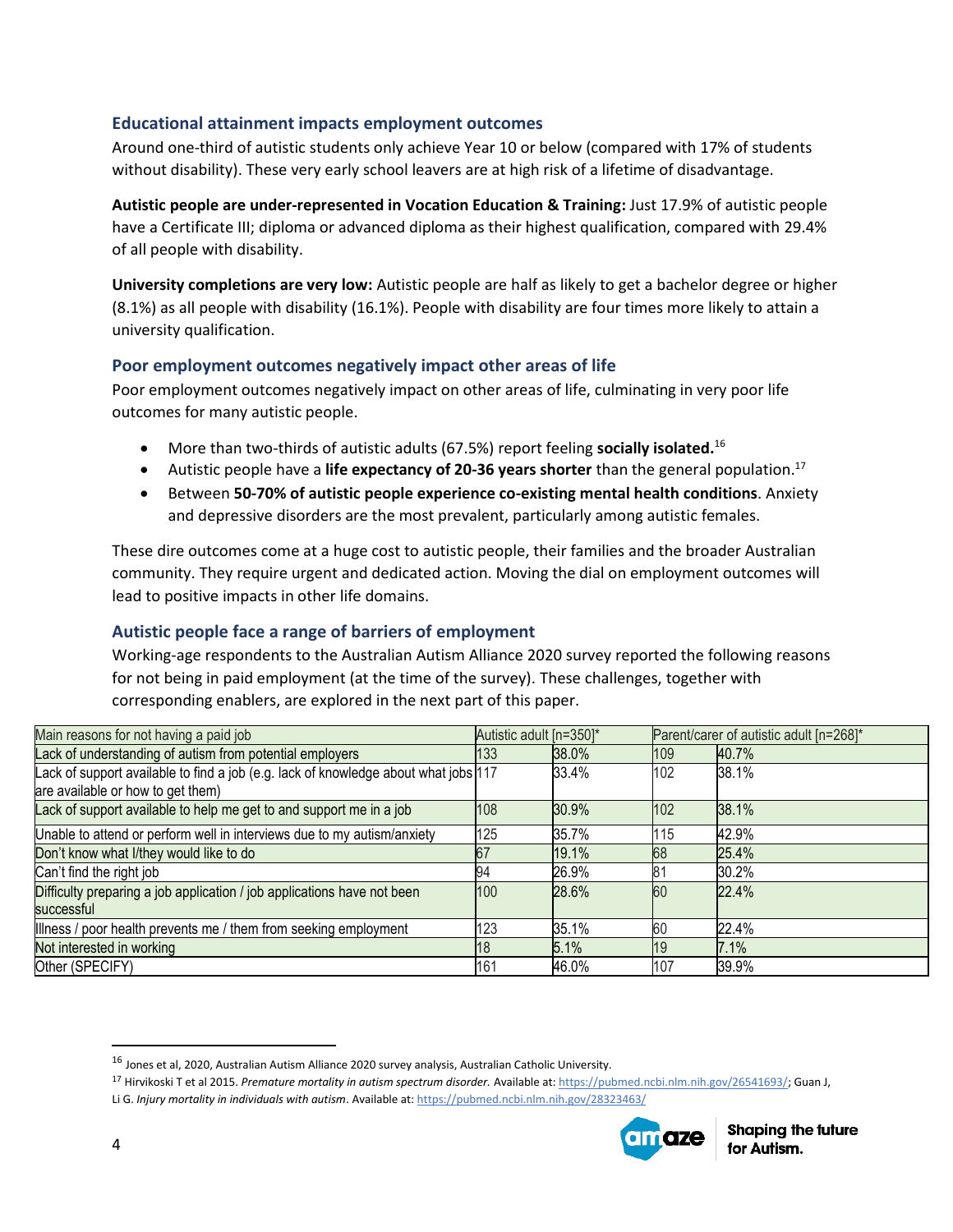### Educational attainment impacts employment outcomes

Around one-third of autistic students only achieve Year 10 or below (compared with 17% of students without disability). These very early school leavers are at high risk of a lifetime of disadvantage.

**Autistic people are under-represented in Vocation Education & Training:** Just 17.9% of autistic people have a Certificate III; diploma or advanced diploma as their highest qualification, compared with 29.4% of all people with disability.

**University completions are very low:** Autistic people are half as likely to get a bachelor degree or higher (8.1%) as all people with disability (16.1%). People with disability are four times more likely to attain a university qualification.

### Poor employment outcomes negatively impact other areas of life

Poor employment outcomes negatively impact on other areas of life, culminating in very poor life outcomes for many autistic people.

- More than two-thirds of autistic adults (67.5%) report feeling **socially isolated.**[16]
- Autistic people have a **life expectancy of 20-36 years shorter** than the general population.[17]
- Between **50-70% of autistic people experience co-existing mental health conditions**. Anxiety and depressive disorders are the most prevalent, particularly among autistic females.

These dire outcomes come at a huge cost to autistic people, their families and the broader Australian community. They require urgent and dedicated action. Moving the dial on employment outcomes will lead to positive impacts in other life domains.

### Autistic people face a range of barriers of employment

Working-age respondents to the Australian Autism Alliance 2020 survey reported the following reasons for not being in paid employment (at the time of the survey). These challenges, together with corresponding enablers, are explored in the next part of this paper.

| Main reasons for not having a paid job | Autistic adult [n=350]* | | Parent/carer of autistic adult [n=268]* | |
|---|---|---|---|---|
| Lack of understanding of autism from potential employers | 133 | 38.0% | 109 | 40.7% |
| Lack of support available to find a job (e.g. lack of knowledge about what jobs are available or how to get them) | 117 | 33.4% | 102 | 38.1% |
| Lack of support available to help me get to and support me in a job | 108 | 30.9% | 102 | 38.1% |
| Unable to attend or perform well in interviews due to my autism/anxiety | 125 | 35.7% | 115 | 42.9% |
| Don't know what I/they would like to do | 67 | 19.1% | 68 | 25.4% |
| Can't find the right job | 94 | 26.9% | 81 | 30.2% |
| Difficulty preparing a job application / job applications have not been successful | 100 | 28.6% | 60 | 22.4% |
| Illness / poor health prevents me / them from seeking employment | 123 | 35.1% | 60 | 22.4% |
| Not interested in working | 18 | 5.1% | 19 | 7.1% |
| Other (SPECIFY) | 161 | 46.0% | 107 | 39.9% |

---

[16] Jones et al, 2020, Australian Autism Alliance 2020 survey analysis, Australian Catholic University.

[17] Hirvikoski T et al 2015. *Premature mortality in autism spectrum disorder.* Available at: https://pubmed.ncbi.nlm.nih.gov/26541693/; Guan J, Li G. *Injury mortality in individuals with autism*. Available at: https://pubmed.ncbi.nlm.nih.gov/28323463/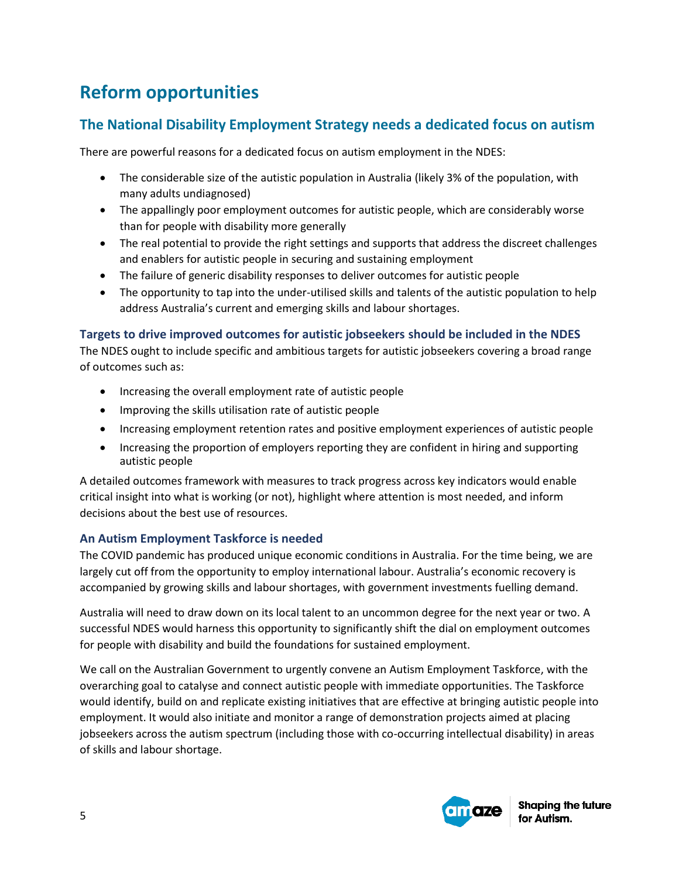# Reform opportunities

## The National Disability Employment Strategy needs a dedicated focus on autism

There are powerful reasons for a dedicated focus on autism employment in the NDES:

- The considerable size of the autistic population in Australia (likely 3% of the population, with many adults undiagnosed)
- The appallingly poor employment outcomes for autistic people, which are considerably worse than for people with disability more generally
- The real potential to provide the right settings and supports that address the discreet challenges and enablers for autistic people in securing and sustaining employment
- The failure of generic disability responses to deliver outcomes for autistic people
- The opportunity to tap into the under-utilised skills and talents of the autistic population to help address Australia's current and emerging skills and labour shortages.

### Targets to drive improved outcomes for autistic jobseekers should be included in the NDES

The NDES ought to include specific and ambitious targets for autistic jobseekers covering a broad range of outcomes such as:

- Increasing the overall employment rate of autistic people
- Improving the skills utilisation rate of autistic people
- Increasing employment retention rates and positive employment experiences of autistic people
- Increasing the proportion of employers reporting they are confident in hiring and supporting autistic people

A detailed outcomes framework with measures to track progress across key indicators would enable critical insight into what is working (or not), highlight where attention is most needed, and inform decisions about the best use of resources.

### An Autism Employment Taskforce is needed

The COVID pandemic has produced unique economic conditions in Australia. For the time being, we are largely cut off from the opportunity to employ international labour. Australia's economic recovery is accompanied by growing skills and labour shortages, with government investments fuelling demand.

Australia will need to draw down on its local talent to an uncommon degree for the next year or two. A successful NDES would harness this opportunity to significantly shift the dial on employment outcomes for people with disability and build the foundations for sustained employment.

We call on the Australian Government to urgently convene an Autism Employment Taskforce, with the overarching goal to catalyse and connect autistic people with immediate opportunities. The Taskforce would identify, build on and replicate existing initiatives that are effective at bringing autistic people into employment. It would also initiate and monitor a range of demonstration projects aimed at placing jobseekers across the autism spectrum (including those with co-occurring intellectual disability) in areas of skills and labour shortage.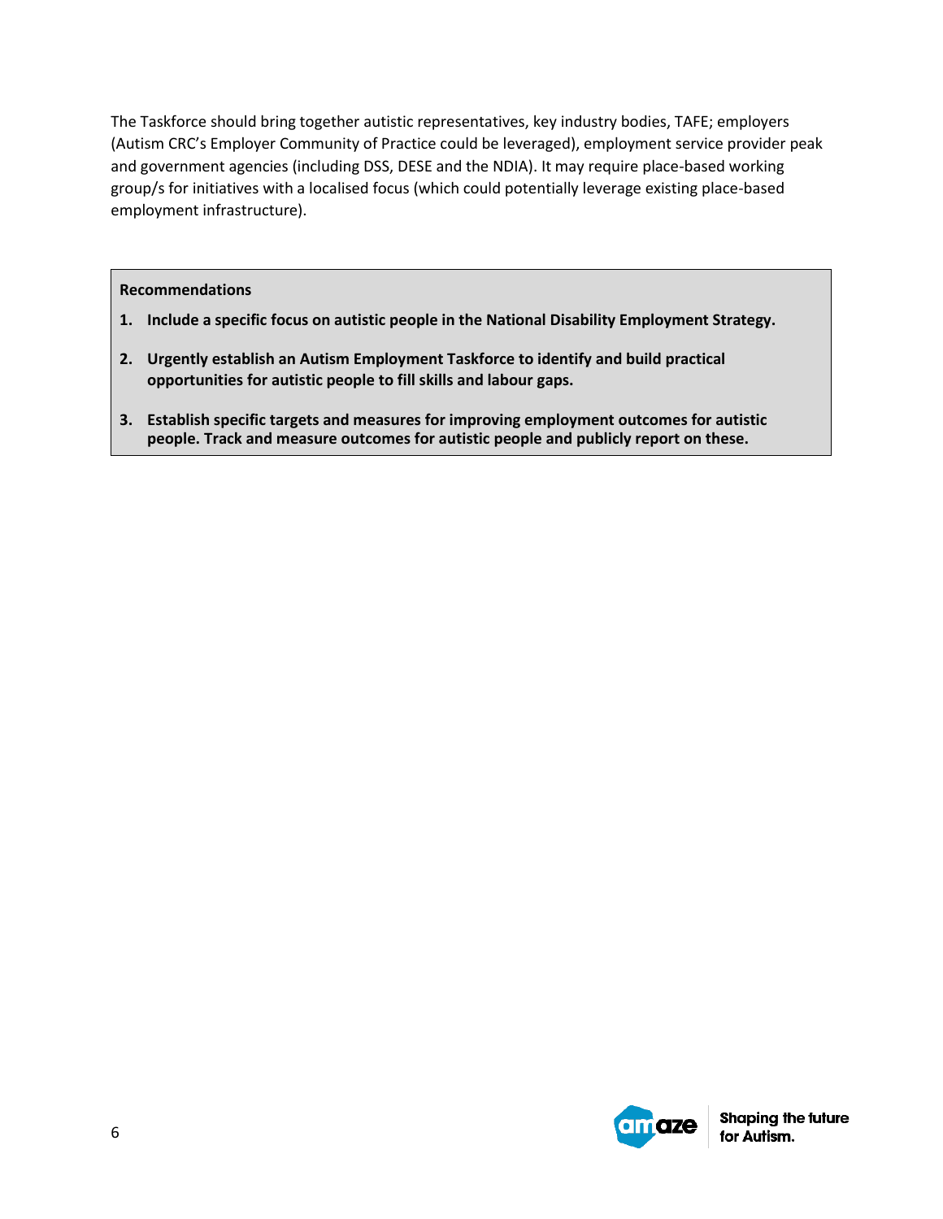The Taskforce should bring together autistic representatives, key industry bodies, TAFE; employers (Autism CRC's Employer Community of Practice could be leveraged), employment service provider peak and government agencies (including DSS, DESE and the NDIA). It may require place-based working group/s for initiatives with a localised focus (which could potentially leverage existing place-based employment infrastructure).

**Recommendations**

1. **Include a specific focus on autistic people in the National Disability Employment Strategy.**
2. **Urgently establish an Autism Employment Taskforce to identify and build practical opportunities for autistic people to fill skills and labour gaps.**
3. **Establish specific targets and measures for improving employment outcomes for autistic people. Track and measure outcomes for autistic people and publicly report on these.**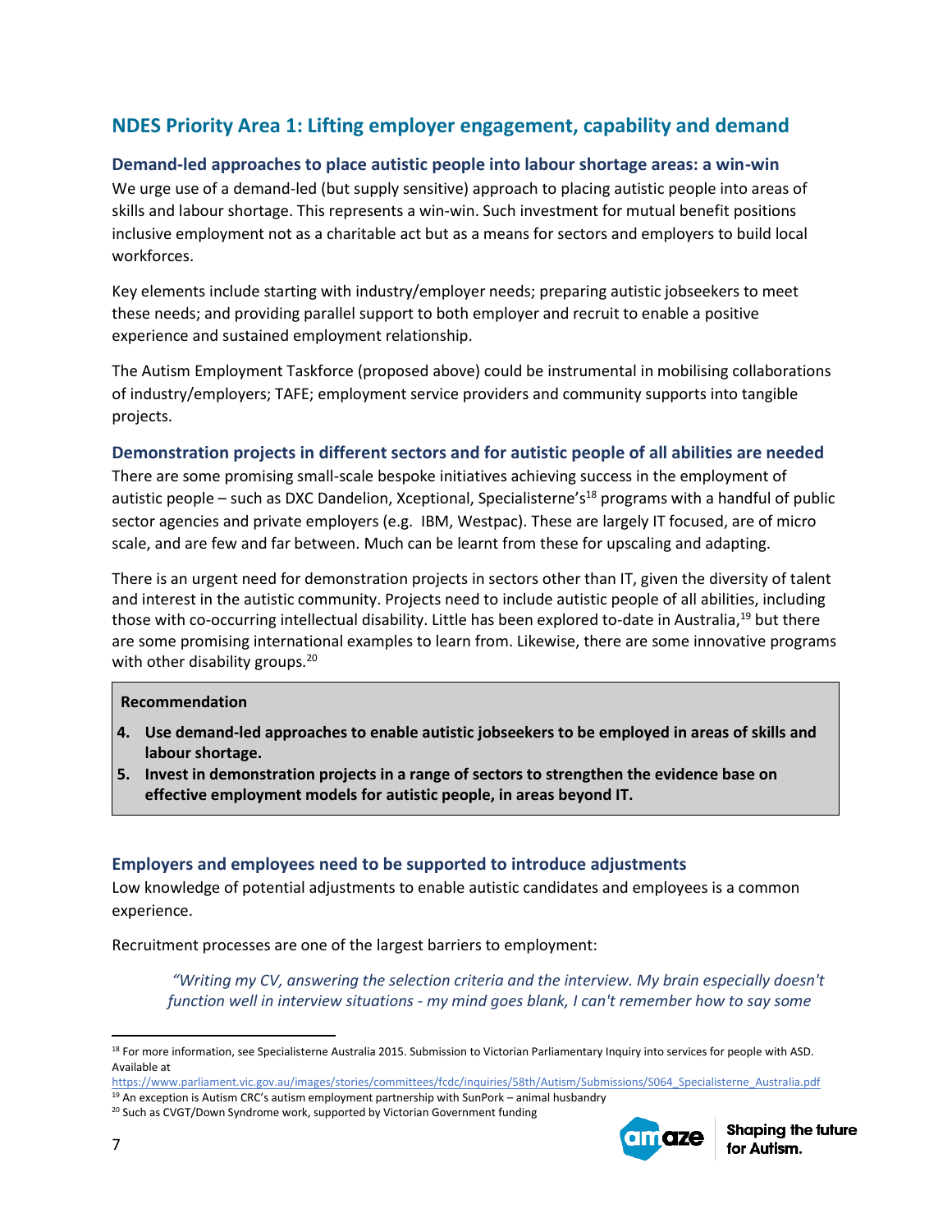## NDES Priority Area 1: Lifting employer engagement, capability and demand

### Demand-led approaches to place autistic people into labour shortage areas: a win-win

We urge use of a demand-led (but supply sensitive) approach to placing autistic people into areas of skills and labour shortage. This represents a win-win. Such investment for mutual benefit positions inclusive employment not as a charitable act but as a means for sectors and employers to build local workforces.

Key elements include starting with industry/employer needs; preparing autistic jobseekers to meet these needs; and providing parallel support to both employer and recruit to enable a positive experience and sustained employment relationship.

The Autism Employment Taskforce (proposed above) could be instrumental in mobilising collaborations of industry/employers; TAFE; employment service providers and community supports into tangible projects.

### Demonstration projects in different sectors and for autistic people of all abilities are needed

There are some promising small-scale bespoke initiatives achieving success in the employment of autistic people – such as DXC Dandelion, Xceptional, Specialisterne's[18] programs with a handful of public sector agencies and private employers (e.g. IBM, Westpac). These are largely IT focused, are of micro scale, and are few and far between. Much can be learnt from these for upscaling and adapting.

There is an urgent need for demonstration projects in sectors other than IT, given the diversity of talent and interest in the autistic community. Projects need to include autistic people of all abilities, including those with co-occurring intellectual disability. Little has been explored to-date in Australia,[19] but there are some promising international examples to learn from. Likewise, there are some innovative programs with other disability groups.[20]

> **Recommendation**
>
> 4. **Use demand-led approaches to enable autistic jobseekers to be employed in areas of skills and labour shortage.**
> 5. **Invest in demonstration projects in a range of sectors to strengthen the evidence base on effective employment models for autistic people, in areas beyond IT.**

### Employers and employees need to be supported to introduce adjustments

Low knowledge of potential adjustments to enable autistic candidates and employees is a common experience.

Recruitment processes are one of the largest barriers to employment:

> *"Writing my CV, answering the selection criteria and the interview. My brain especially doesn't function well in interview situations - my mind goes blank, I can't remember how to say some*

---

[18] For more information, see Specialisterne Australia 2015. Submission to Victorian Parliamentary Inquiry into services for people with ASD. Available at https://www.parliament.vic.gov.au/images/stories/committees/fcdc/inquiries/58th/Autism/Submissions/S064_Specialisterne_Australia.pdf

[19] An exception is Autism CRC's autism employment partnership with SunPork – animal husbandry

[20] Such as CVGT/Down Syndrome work, supported by Victorian Government funding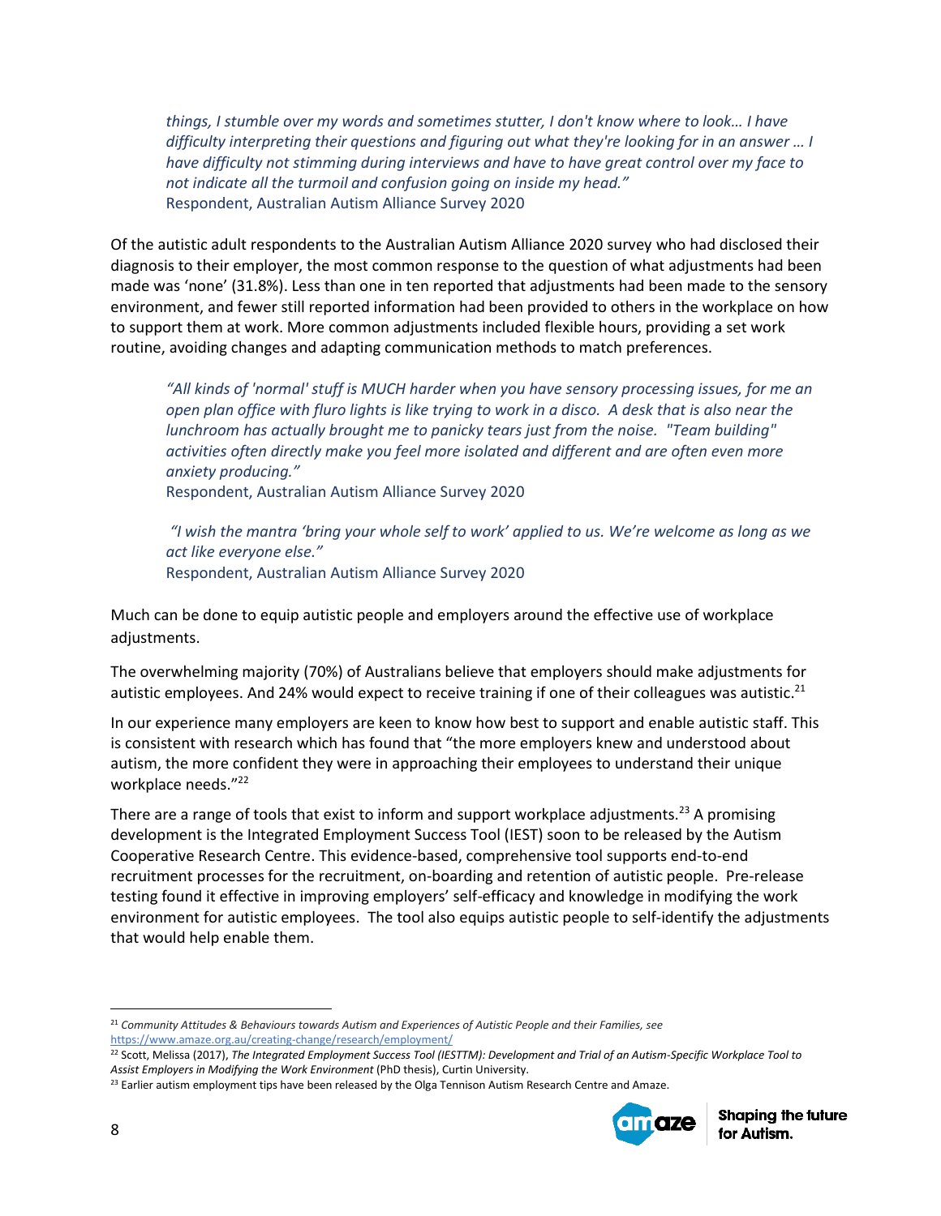*things, I stumble over my words and sometimes stutter, I don't know where to look… I have difficulty interpreting their questions and figuring out what they're looking for in an answer … I have difficulty not stimming during interviews and have to have great control over my face to not indicate all the turmoil and confusion going on inside my head."*
Respondent, Australian Autism Alliance Survey 2020

Of the autistic adult respondents to the Australian Autism Alliance 2020 survey who had disclosed their diagnosis to their employer, the most common response to the question of what adjustments had been made was 'none' (31.8%). Less than one in ten reported that adjustments had been made to the sensory environment, and fewer still reported information had been provided to others in the workplace on how to support them at work. More common adjustments included flexible hours, providing a set work routine, avoiding changes and adapting communication methods to match preferences.

*"All kinds of 'normal' stuff is MUCH harder when you have sensory processing issues, for me an open plan office with fluro lights is like trying to work in a disco. A desk that is also near the lunchroom has actually brought me to panicky tears just from the noise. "Team building" activities often directly make you feel more isolated and different and are often even more anxiety producing."*
Respondent, Australian Autism Alliance Survey 2020

*"I wish the mantra 'bring your whole self to work' applied to us. We're welcome as long as we act like everyone else."*
Respondent, Australian Autism Alliance Survey 2020

Much can be done to equip autistic people and employers around the effective use of workplace adjustments.

The overwhelming majority (70%) of Australians believe that employers should make adjustments for autistic employees. And 24% would expect to receive training if one of their colleagues was autistic.[21]

In our experience many employers are keen to know how best to support and enable autistic staff. This is consistent with research which has found that "the more employers knew and understood about autism, the more confident they were in approaching their employees to understand their unique workplace needs."[22]

There are a range of tools that exist to inform and support workplace adjustments.[23] A promising development is the Integrated Employment Success Tool (IEST) soon to be released by the Autism Cooperative Research Centre. This evidence-based, comprehensive tool supports end-to-end recruitment processes for the recruitment, on-boarding and retention of autistic people. Pre-release testing found it effective in improving employers' self-efficacy and knowledge in modifying the work environment for autistic employees. The tool also equips autistic people to self-identify the adjustments that would help enable them.

---

[21] *Community Attitudes & Behaviours towards Autism and Experiences of Autistic People and their Families, see* https://www.amaze.org.au/creating-change/research/employment/

[22] Scott, Melissa (2017), *The Integrated Employment Success Tool (IESTTM): Development and Trial of an Autism-Specific Workplace Tool to Assist Employers in Modifying the Work Environment* (PhD thesis), Curtin University.

[23] Earlier autism employment tips have been released by the Olga Tennison Autism Research Centre and Amaze.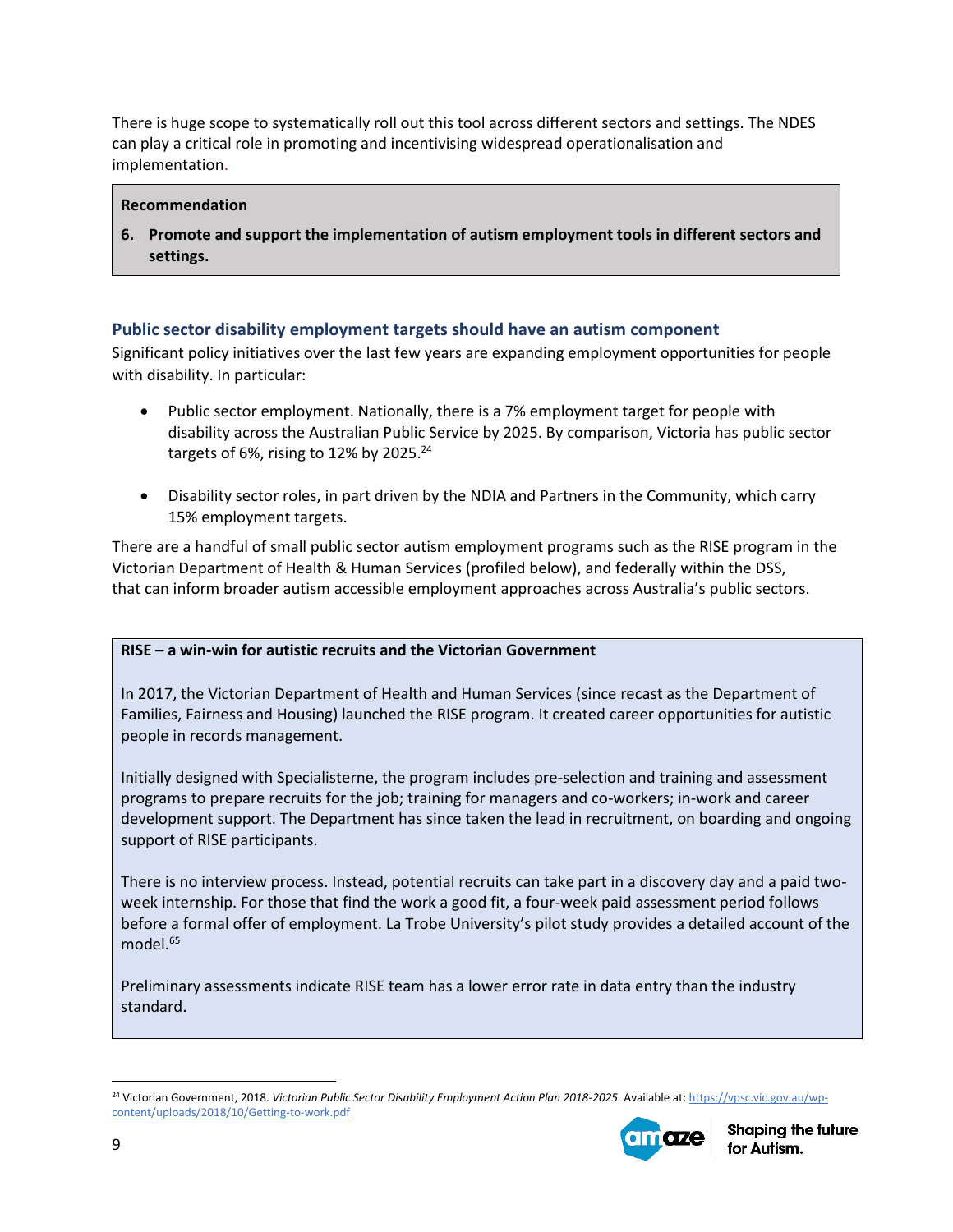There is huge scope to systematically roll out this tool across different sectors and settings. The NDES can play a critical role in promoting and incentivising widespread operationalisation and implementation.

> **Recommendation**
>
> **6. Promote and support the implementation of autism employment tools in different sectors and settings.**

### Public sector disability employment targets should have an autism component

Significant policy initiatives over the last few years are expanding employment opportunities for people with disability. In particular:

- Public sector employment. Nationally, there is a 7% employment target for people with disability across the Australian Public Service by 2025. By comparison, Victoria has public sector targets of 6%, rising to 12% by 2025.[24]
- Disability sector roles, in part driven by the NDIA and Partners in the Community, which carry 15% employment targets.

There are a handful of small public sector autism employment programs such as the RISE program in the Victorian Department of Health & Human Services (profiled below), and federally within the DSS, that can inform broader autism accessible employment approaches across Australia's public sectors.

> **RISE – a win-win for autistic recruits and the Victorian Government**
>
> In 2017, the Victorian Department of Health and Human Services (since recast as the Department of Families, Fairness and Housing) launched the RISE program. It created career opportunities for autistic people in records management.
>
> Initially designed with Specialisterne, the program includes pre-selection and training and assessment programs to prepare recruits for the job; training for managers and co-workers; in-work and career development support. The Department has since taken the lead in recruitment, on boarding and ongoing support of RISE participants.
>
> There is no interview process. Instead, potential recruits can take part in a discovery day and a paid two-week internship. For those that find the work a good fit, a four-week paid assessment period follows before a formal offer of employment. La Trobe University's pilot study provides a detailed account of the model.[65]
>
> Preliminary assessments indicate RISE team has a lower error rate in data entry than the industry standard.

---

[24] Victorian Government, 2018. *Victorian Public Sector Disability Employment Action Plan 2018-2025.* Available at: https://vpsc.vic.gov.au/wp-content/uploads/2018/10/Getting-to-work.pdf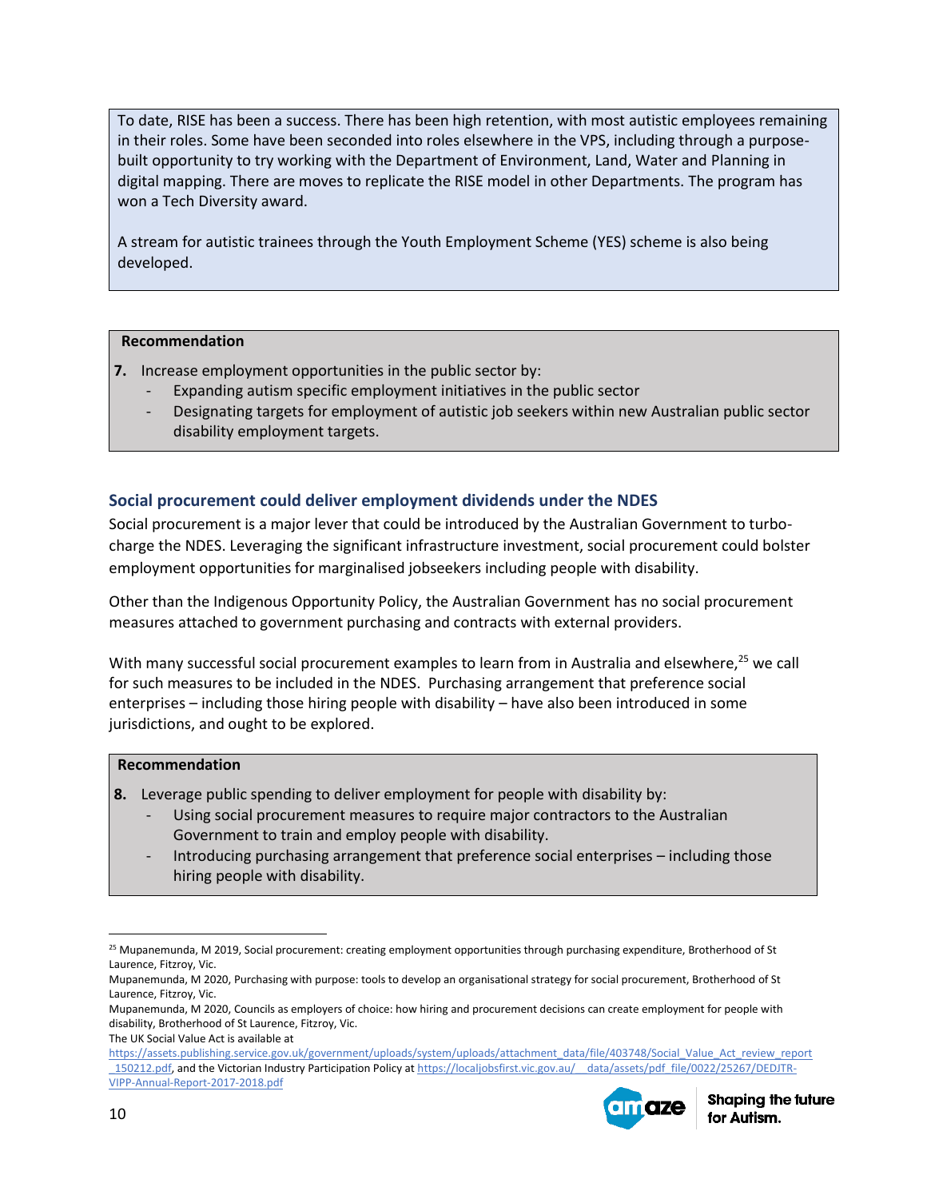To date, RISE has been a success. There has been high retention, with most autistic employees remaining in their roles. Some have been seconded into roles elsewhere in the VPS, including through a purpose-built opportunity to try working with the Department of Environment, Land, Water and Planning in digital mapping. There are moves to replicate the RISE model in other Departments. The program has won a Tech Diversity award.

A stream for autistic trainees through the Youth Employment Scheme (YES) scheme is also being developed.

**Recommendation**

**7.** Increase employment opportunities in the public sector by:
- Expanding autism specific employment initiatives in the public sector
- Designating targets for employment of autistic job seekers within new Australian public sector disability employment targets.

## Social procurement could deliver employment dividends under the NDES

Social procurement is a major lever that could be introduced by the Australian Government to turbo-charge the NDES. Leveraging the significant infrastructure investment, social procurement could bolster employment opportunities for marginalised jobseekers including people with disability.

Other than the Indigenous Opportunity Policy, the Australian Government has no social procurement measures attached to government purchasing and contracts with external providers.

With many successful social procurement examples to learn from in Australia and elsewhere,[25] we call for such measures to be included in the NDES. Purchasing arrangement that preference social enterprises – including those hiring people with disability – have also been introduced in some jurisdictions, and ought to be explored.

**Recommendation**

**8.** Leverage public spending to deliver employment for people with disability by:
- Using social procurement measures to require major contractors to the Australian Government to train and employ people with disability.
- Introducing purchasing arrangement that preference social enterprises – including those hiring people with disability.

---

[25] Mupanemunda, M 2019, Social procurement: creating employment opportunities through purchasing expenditure, Brotherhood of St Laurence, Fitzroy, Vic.
Mupanemunda, M 2020, Purchasing with purpose: tools to develop an organisational strategy for social procurement, Brotherhood of St Laurence, Fitzroy, Vic.
Mupanemunda, M 2020, Councils as employers of choice: how hiring and procurement decisions can create employment for people with disability, Brotherhood of St Laurence, Fitzroy, Vic.
The UK Social Value Act is available at https://assets.publishing.service.gov.uk/government/uploads/system/uploads/attachment_data/file/403748/Social_Value_Act_review_report_150212.pdf, and the Victorian Industry Participation Policy at https://localjobsfirst.vic.gov.au/__data/assets/pdf_file/0022/25267/DEDJTR-VIPP-Annual-Report-2017-2018.pdf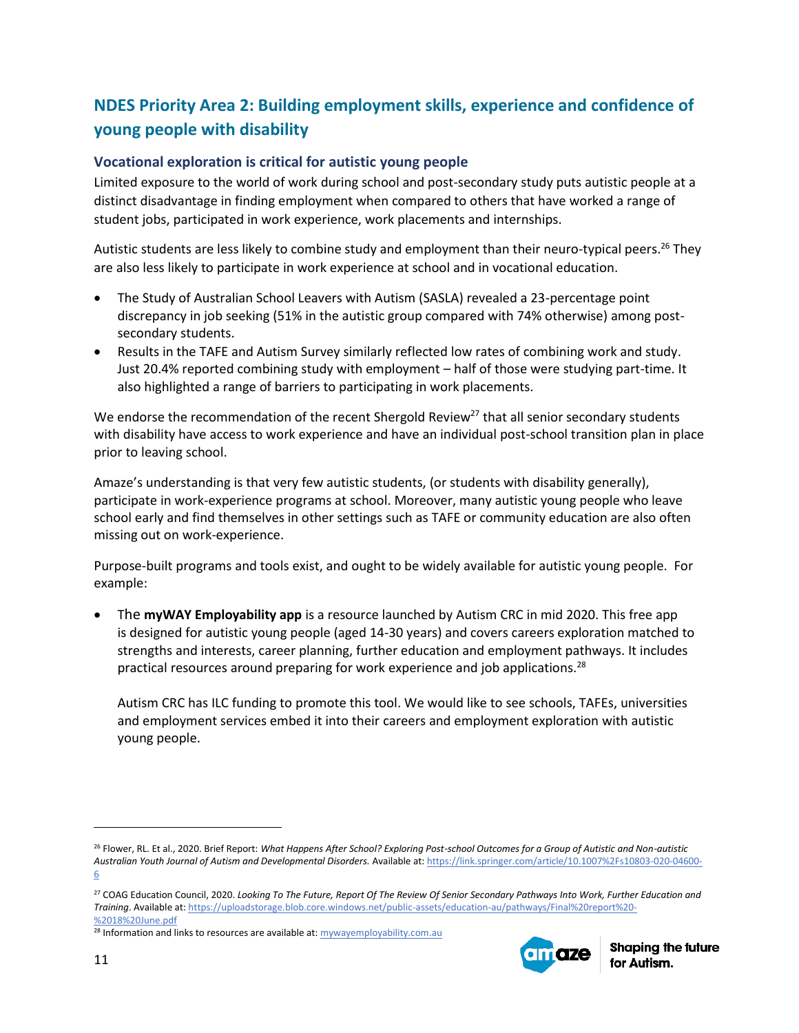## NDES Priority Area 2: Building employment skills, experience and confidence of young people with disability

### Vocational exploration is critical for autistic young people

Limited exposure to the world of work during school and post-secondary study puts autistic people at a distinct disadvantage in finding employment when compared to others that have worked a range of student jobs, participated in work experience, work placements and internships.

Autistic students are less likely to combine study and employment than their neuro-typical peers.[26] They are also less likely to participate in work experience at school and in vocational education.

- The Study of Australian School Leavers with Autism (SASLA) revealed a 23-percentage point discrepancy in job seeking (51% in the autistic group compared with 74% otherwise) among post-secondary students.
- Results in the TAFE and Autism Survey similarly reflected low rates of combining work and study. Just 20.4% reported combining study with employment – half of those were studying part-time. It also highlighted a range of barriers to participating in work placements.

We endorse the recommendation of the recent Shergold Review[27] that all senior secondary students with disability have access to work experience and have an individual post-school transition plan in place prior to leaving school.

Amaze's understanding is that very few autistic students, (or students with disability generally), participate in work-experience programs at school. Moreover, many autistic young people who leave school early and find themselves in other settings such as TAFE or community education are also often missing out on work-experience.

Purpose-built programs and tools exist, and ought to be widely available for autistic young people. For example:

- The **myWAY Employability app** is a resource launched by Autism CRC in mid 2020. This free app is designed for autistic young people (aged 14-30 years) and covers careers exploration matched to strengths and interests, career planning, further education and employment pathways. It includes practical resources around preparing for work experience and job applications.[28]

  Autism CRC has ILC funding to promote this tool. We would like to see schools, TAFEs, universities and employment services embed it into their careers and employment exploration with autistic young people.

---

[26] Flower, RL. Et al., 2020. Brief Report: *What Happens After School? Exploring Post-school Outcomes for a Group of Autistic and Non-autistic Australian Youth Journal of Autism and Developmental Disorders.* Available at: https://link.springer.com/article/10.1007%2Fs10803-020-04600-6

[27] COAG Education Council, 2020. *Looking To The Future, Report Of The Review Of Senior Secondary Pathways Into Work, Further Education and Training*. Available at: https://uploadstorage.blob.core.windows.net/public-assets/education-au/pathways/Final%20report%20-%2018%20June.pdf

[28] Information and links to resources are available at: mywayemployability.com.au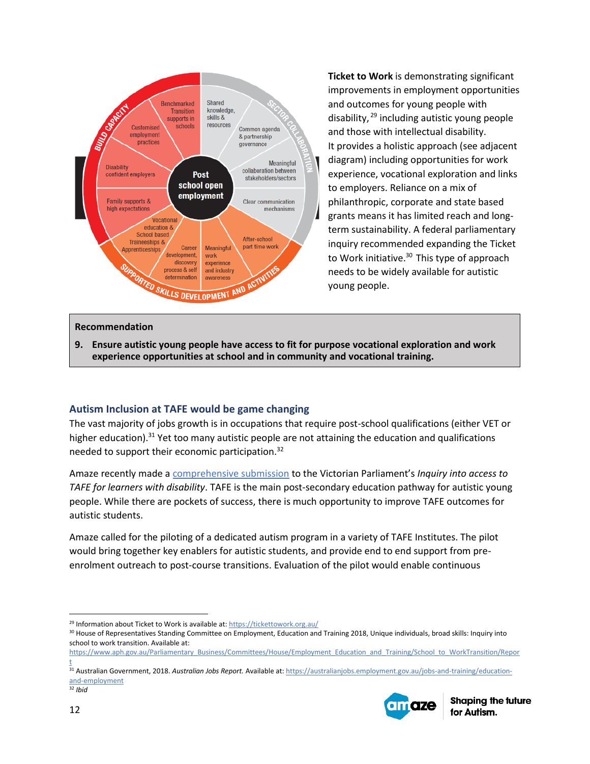**Ticket to Work** is demonstrating significant improvements in employment opportunities and outcomes for young people with disability,[29] including autistic young people and those with intellectual disability. It provides a holistic approach (see adjacent diagram) including opportunities for work experience, vocational exploration and links to employers. Reliance on a mix of philanthropic, corporate and state based grants means it has limited reach and long-term sustainability. A federal parliamentary inquiry recommended expanding the Ticket to Work initiative.[30] This type of approach needs to be widely available for autistic young people.

**Recommendation**

**9. Ensure autistic young people have access to fit for purpose vocational exploration and work experience opportunities at school and in community and vocational training.**

## Autism Inclusion at TAFE would be game changing

The vast majority of jobs growth is in occupations that require post-school qualifications (either VET or higher education).[31] Yet too many autistic people are not attaining the education and qualifications needed to support their economic participation.[32]

Amaze recently made a comprehensive submission to the Victorian Parliament's *Inquiry into access to TAFE for learners with disability*. TAFE is the main post-secondary education pathway for autistic young people. While there are pockets of success, there is much opportunity to improve TAFE outcomes for autistic students.

Amaze called for the piloting of a dedicated autism program in a variety of TAFE Institutes. The pilot would bring together key enablers for autistic students, and provide end to end support from pre-enrolment outreach to post-course transitions. Evaluation of the pilot would enable continuous

---

[29] Information about Ticket to Work is available at: https://tickettowork.org.au/

[30] House of Representatives Standing Committee on Employment, Education and Training 2018, Unique individuals, broad skills: Inquiry into school to work transition. Available at: https://www.aph.gov.au/Parliamentary_Business/Committees/House/Employment_Education_and_Training/School_to_WorkTransition/Report

[31] Australian Government, 2018. *Australian Jobs Report.* Available at: https://australianjobs.employment.gov.au/jobs-and-training/education-and-employment

[32] *Ibid*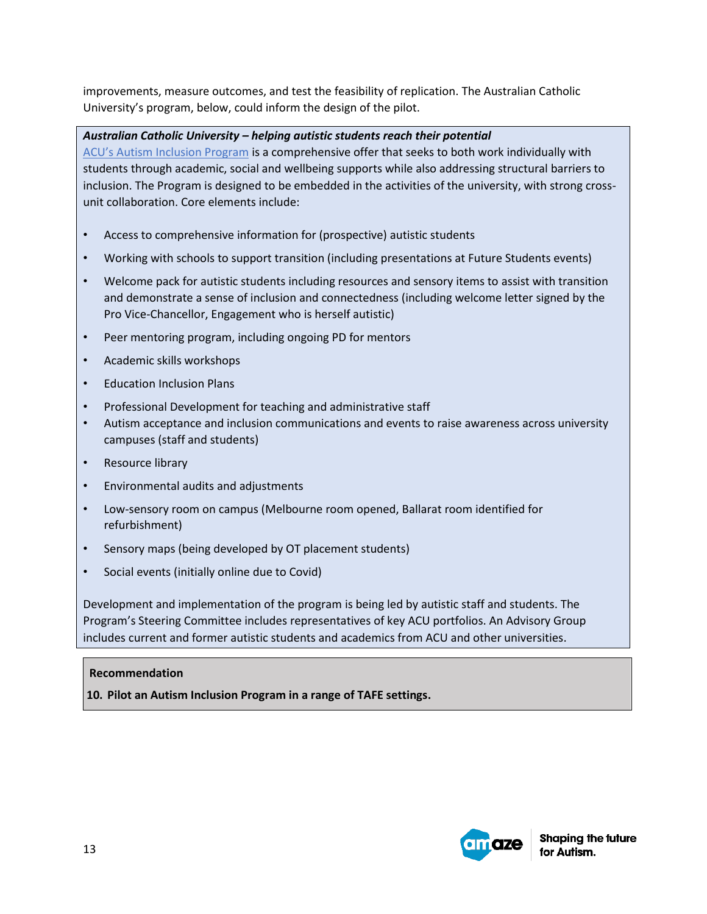improvements, measure outcomes, and test the feasibility of replication. The Australian Catholic University's program, below, could inform the design of the pilot.

***Australian Catholic University – helping autistic students reach their potential***

ACU's Autism Inclusion Program is a comprehensive offer that seeks to both work individually with students through academic, social and wellbeing supports while also addressing structural barriers to inclusion. The Program is designed to be embedded in the activities of the university, with strong cross-unit collaboration. Core elements include:

- Access to comprehensive information for (prospective) autistic students
- Working with schools to support transition (including presentations at Future Students events)
- Welcome pack for autistic students including resources and sensory items to assist with transition and demonstrate a sense of inclusion and connectedness (including welcome letter signed by the Pro Vice-Chancellor, Engagement who is herself autistic)
- Peer mentoring program, including ongoing PD for mentors
- Academic skills workshops
- Education Inclusion Plans
- Professional Development for teaching and administrative staff
- Autism acceptance and inclusion communications and events to raise awareness across university campuses (staff and students)
- Resource library
- Environmental audits and adjustments
- Low-sensory room on campus (Melbourne room opened, Ballarat room identified for refurbishment)
- Sensory maps (being developed by OT placement students)
- Social events (initially online due to Covid)

Development and implementation of the program is being led by autistic staff and students. The Program's Steering Committee includes representatives of key ACU portfolios. An Advisory Group includes current and former autistic students and academics from ACU and other universities.

**Recommendation**

**10. Pilot an Autism Inclusion Program in a range of TAFE settings.**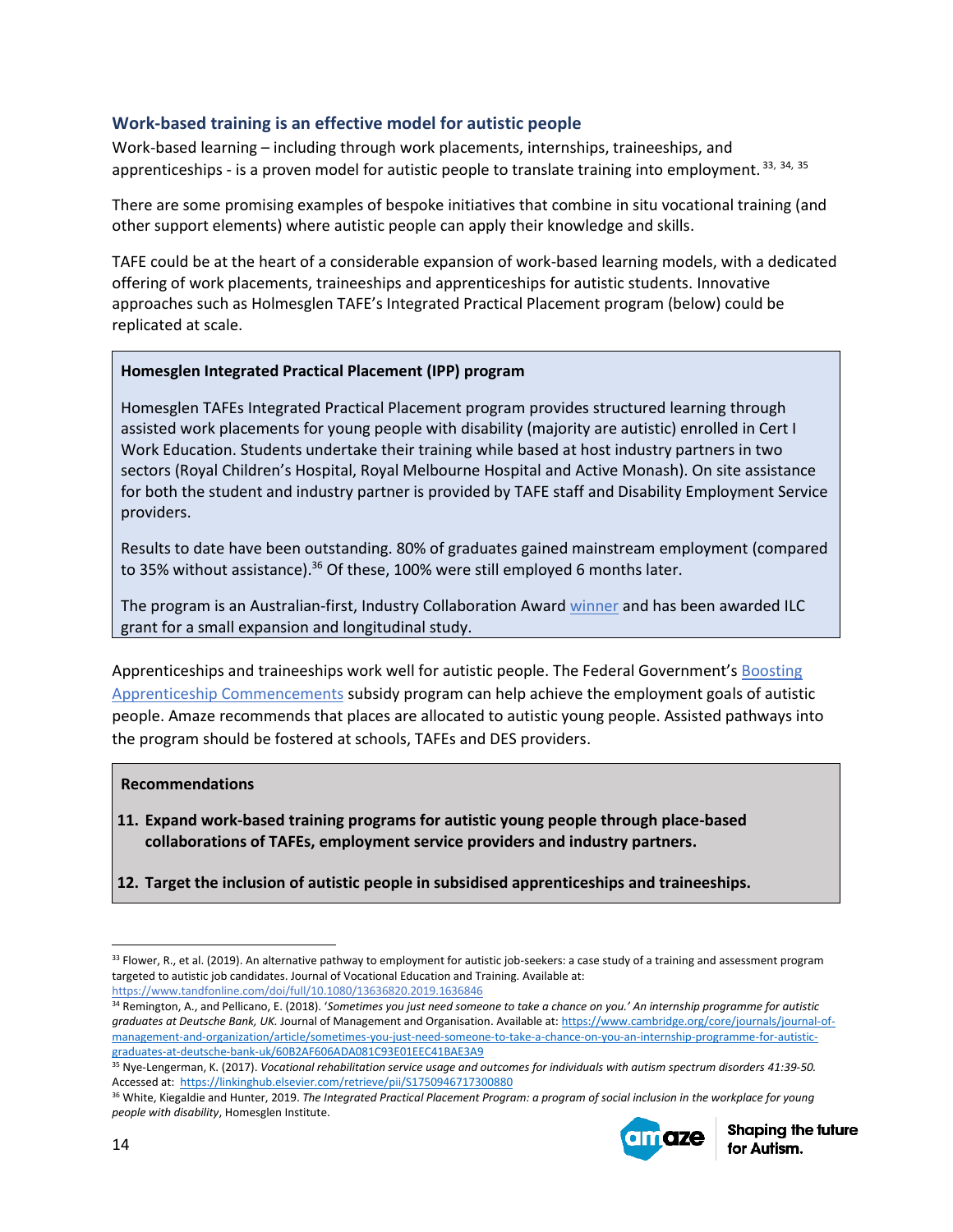## Work-based training is an effective model for autistic people

Work-based learning – including through work placements, internships, traineeships, and apprenticeships - is a proven model for autistic people to translate training into employment.[33, 34, 35]

There are some promising examples of bespoke initiatives that combine in situ vocational training (and other support elements) where autistic people can apply their knowledge and skills.

TAFE could be at the heart of a considerable expansion of work-based learning models, with a dedicated offering of work placements, traineeships and apprenticeships for autistic students. Innovative approaches such as Holmesglen TAFE's Integrated Practical Placement program (below) could be replicated at scale.

> **Homesglen Integrated Practical Placement (IPP) program**
>
> Homesglen TAFEs Integrated Practical Placement program provides structured learning through assisted work placements for young people with disability (majority are autistic) enrolled in Cert I Work Education. Students undertake their training while based at host industry partners in two sectors (Royal Children's Hospital, Royal Melbourne Hospital and Active Monash). On site assistance for both the student and industry partner is provided by TAFE staff and Disability Employment Service providers.
>
> Results to date have been outstanding. 80% of graduates gained mainstream employment (compared to 35% without assistance).[36] Of these, 100% were still employed 6 months later.
>
> The program is an Australian-first, Industry Collaboration Award winner and has been awarded ILC grant for a small expansion and longitudinal study.

Apprenticeships and traineeships work well for autistic people. The Federal Government's Boosting Apprenticeship Commencements subsidy program can help achieve the employment goals of autistic people. Amaze recommends that places are allocated to autistic young people. Assisted pathways into the program should be fostered at schools, TAFEs and DES providers.

> **Recommendations**
>
> 11. **Expand work-based training programs for autistic young people through place-based collaborations of TAFEs, employment service providers and industry partners.**
> 12. **Target the inclusion of autistic people in subsidised apprenticeships and traineeships.**

---

[33] Flower, R., et al. (2019). An alternative pathway to employment for autistic job-seekers: a case study of a training and assessment program targeted to autistic job candidates. Journal of Vocational Education and Training. Available at: https://www.tandfonline.com/doi/full/10.1080/13636820.2019.1636846

[34] Remington, A., and Pellicano, E. (2018). '*Sometimes you just need someone to take a chance on you.' An internship programme for autistic graduates at Deutsche Bank, UK.* Journal of Management and Organisation. Available at: https://www.cambridge.org/core/journals/journal-of-management-and-organization/article/sometimes-you-just-need-someone-to-take-a-chance-on-you-an-internship-programme-for-autistic-graduates-at-deutsche-bank-uk/60B2AF606ADA081C93E01EEC41BAE3A9

[35] Nye-Lengerman, K. (2017). *Vocational rehabilitation service usage and outcomes for individuals with autism spectrum disorders 41:39-50.* Accessed at: https://linkinghub.elsevier.com/retrieve/pii/S1750946717300880

[36] White, Kiegaldie and Hunter, 2019. *The Integrated Practical Placement Program: a program of social inclusion in the workplace for young people with disability*, Homesglen Institute.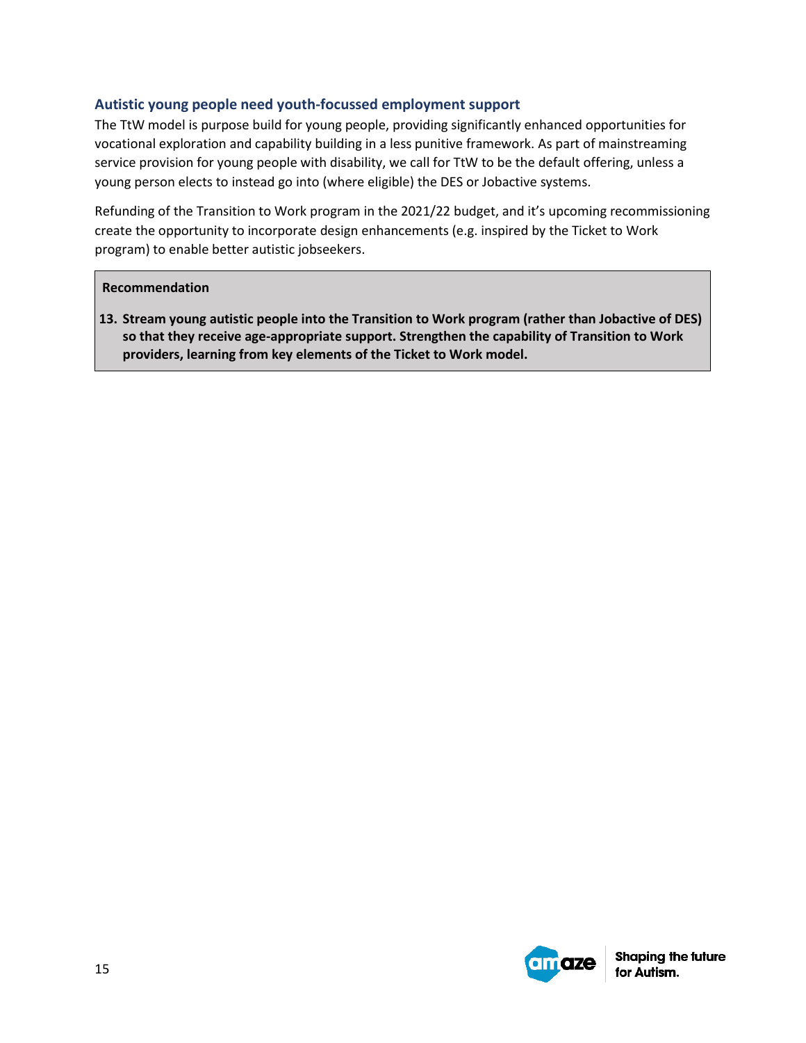### Autistic young people need youth-focussed employment support

The TtW model is purpose build for young people, providing significantly enhanced opportunities for vocational exploration and capability building in a less punitive framework. As part of mainstreaming service provision for young people with disability, we call for TtW to be the default offering, unless a young person elects to instead go into (where eligible) the DES or Jobactive systems.

Refunding of the Transition to Work program in the 2021/22 budget, and it's upcoming recommissioning create the opportunity to incorporate design enhancements (e.g. inspired by the Ticket to Work program) to enable better autistic jobseekers.

> **Recommendation**
>
> **13. Stream young autistic people into the Transition to Work program (rather than Jobactive of DES) so that they receive age-appropriate support. Strengthen the capability of Transition to Work providers, learning from key elements of the Ticket to Work model.**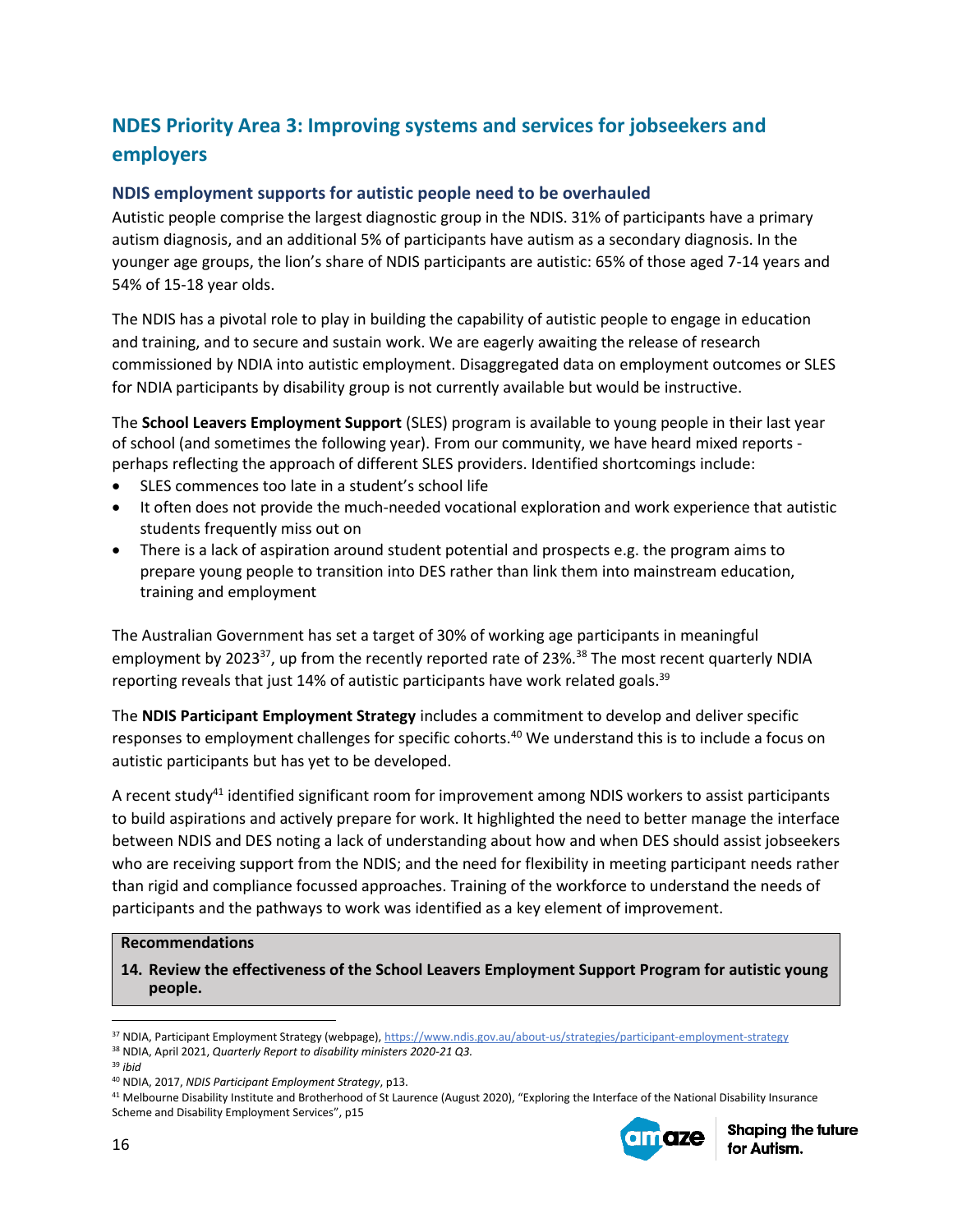## NDES Priority Area 3: Improving systems and services for jobseekers and employers

### NDIS employment supports for autistic people need to be overhauled

Autistic people comprise the largest diagnostic group in the NDIS. 31% of participants have a primary autism diagnosis, and an additional 5% of participants have autism as a secondary diagnosis. In the younger age groups, the lion's share of NDIS participants are autistic: 65% of those aged 7-14 years and 54% of 15-18 year olds.

The NDIS has a pivotal role to play in building the capability of autistic people to engage in education and training, and to secure and sustain work. We are eagerly awaiting the release of research commissioned by NDIA into autistic employment. Disaggregated data on employment outcomes or SLES for NDIA participants by disability group is not currently available but would be instructive.

The **School Leavers Employment Support** (SLES) program is available to young people in their last year of school (and sometimes the following year). From our community, we have heard mixed reports - perhaps reflecting the approach of different SLES providers. Identified shortcomings include:

- SLES commences too late in a student's school life
- It often does not provide the much-needed vocational exploration and work experience that autistic students frequently miss out on
- There is a lack of aspiration around student potential and prospects e.g. the program aims to prepare young people to transition into DES rather than link them into mainstream education, training and employment

The Australian Government has set a target of 30% of working age participants in meaningful employment by 2023[37], up from the recently reported rate of 23%.[38] The most recent quarterly NDIA reporting reveals that just 14% of autistic participants have work related goals.[39]

The **NDIS Participant Employment Strategy** includes a commitment to develop and deliver specific responses to employment challenges for specific cohorts.[40] We understand this is to include a focus on autistic participants but has yet to be developed.

A recent study[41] identified significant room for improvement among NDIS workers to assist participants to build aspirations and actively prepare for work. It highlighted the need to better manage the interface between NDIS and DES noting a lack of understanding about how and when DES should assist jobseekers who are receiving support from the NDIS; and the need for flexibility in meeting participant needs rather than rigid and compliance focussed approaches. Training of the workforce to understand the needs of participants and the pathways to work was identified as a key element of improvement.

**Recommendations**

**14. Review the effectiveness of the School Leavers Employment Support Program for autistic young people.**

---

[37] NDIA, Participant Employment Strategy (webpage), https://www.ndis.gov.au/about-us/strategies/participant-employment-strategy

[38] NDIA, April 2021, *Quarterly Report to disability ministers 2020-21 Q3.*

[39] *ibid*

[40] NDIA, 2017, *NDIS Participant Employment Strategy*, p13.

[41] Melbourne Disability Institute and Brotherhood of St Laurence (August 2020), "Exploring the Interface of the National Disability Insurance Scheme and Disability Employment Services", p15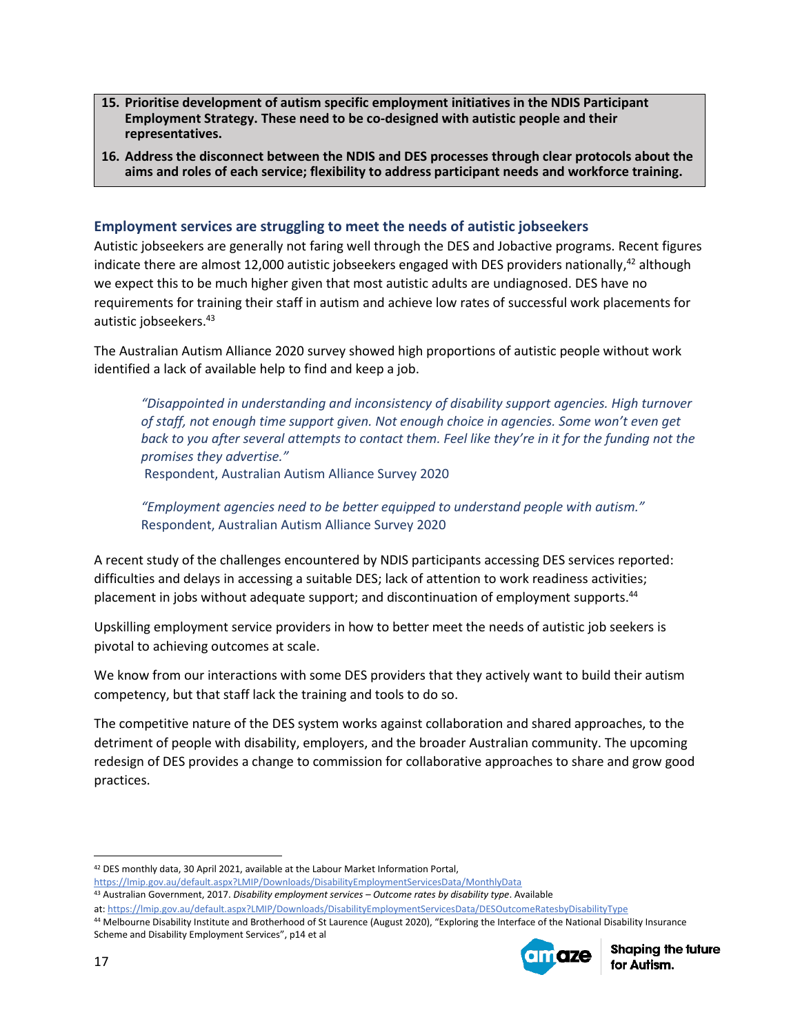**15. Prioritise development of autism specific employment initiatives in the NDIS Participant Employment Strategy. These need to be co-designed with autistic people and their representatives.**

**16. Address the disconnect between the NDIS and DES processes through clear protocols about the aims and roles of each service; flexibility to address participant needs and workforce training.**

### Employment services are struggling to meet the needs of autistic jobseekers

Autistic jobseekers are generally not faring well through the DES and Jobactive programs. Recent figures indicate there are almost 12,000 autistic jobseekers engaged with DES providers nationally,[42] although we expect this to be much higher given that most autistic adults are undiagnosed. DES have no requirements for training their staff in autism and achieve low rates of successful work placements for autistic jobseekers.[43]

The Australian Autism Alliance 2020 survey showed high proportions of autistic people without work identified a lack of available help to find and keep a job.

> *"Disappointed in understanding and inconsistency of disability support agencies. High turnover of staff, not enough time support given. Not enough choice in agencies. Some won't even get back to you after several attempts to contact them. Feel like they're in it for the funding not the promises they advertise."*
> Respondent, Australian Autism Alliance Survey 2020

> *"Employment agencies need to be better equipped to understand people with autism."*
> Respondent, Australian Autism Alliance Survey 2020

A recent study of the challenges encountered by NDIS participants accessing DES services reported: difficulties and delays in accessing a suitable DES; lack of attention to work readiness activities; placement in jobs without adequate support; and discontinuation of employment supports.[44]

Upskilling employment service providers in how to better meet the needs of autistic job seekers is pivotal to achieving outcomes at scale.

We know from our interactions with some DES providers that they actively want to build their autism competency, but that staff lack the training and tools to do so.

The competitive nature of the DES system works against collaboration and shared approaches, to the detriment of people with disability, employers, and the broader Australian community. The upcoming redesign of DES provides a change to commission for collaborative approaches to share and grow good practices.

---

[42] DES monthly data, 30 April 2021, available at the Labour Market Information Portal, https://lmip.gov.au/default.aspx?LMIP/Downloads/DisabilityEmploymentServicesData/MonthlyData

[43] Australian Government, 2017. *Disability employment services – Outcome rates by disability type*. Available at: https://lmip.gov.au/default.aspx?LMIP/Downloads/DisabilityEmploymentServicesData/DESOutcomeRatesbyDisabilityType

[44] Melbourne Disability Institute and Brotherhood of St Laurence (August 2020), "Exploring the Interface of the National Disability Insurance Scheme and Disability Employment Services", p14 et al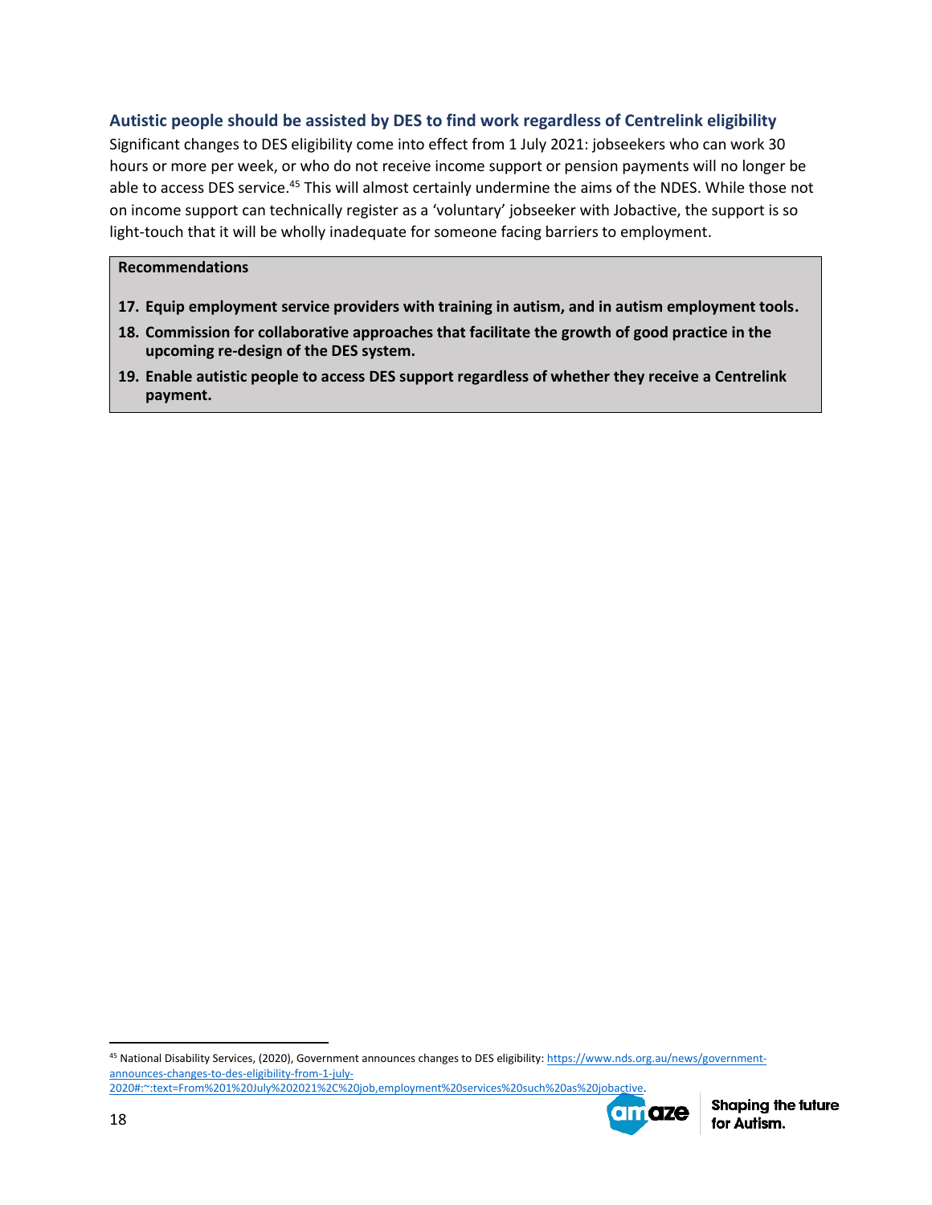### Autistic people should be assisted by DES to find work regardless of Centrelink eligibility

Significant changes to DES eligibility come into effect from 1 July 2021: jobseekers who can work 30 hours or more per week, or who do not receive income support or pension payments will no longer be able to access DES service.[45] This will almost certainly undermine the aims of the NDES. While those not on income support can technically register as a 'voluntary' jobseeker with Jobactive, the support is so light-touch that it will be wholly inadequate for someone facing barriers to employment.

**Recommendations**

17. **Equip employment service providers with training in autism, and in autism employment tools.**
18. **Commission for collaborative approaches that facilitate the growth of good practice in the upcoming re-design of the DES system.**
19. **Enable autistic people to access DES support regardless of whether they receive a Centrelink payment.**

---

[45] National Disability Services, (2020), Government announces changes to DES eligibility: https://www.nds.org.au/news/government-announces-changes-to-des-eligibility-from-1-july-2020#:~:text=From%201%20July%202021%2C%20job,employment%20services%20such%20as%20jobactive.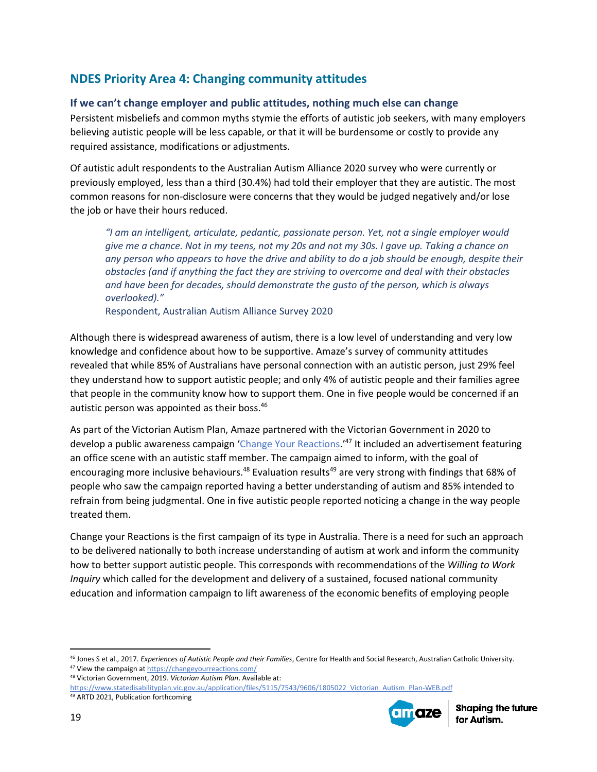## NDES Priority Area 4: Changing community attitudes

### If we can't change employer and public attitudes, nothing much else can change

Persistent misbeliefs and common myths stymie the efforts of autistic job seekers, with many employers believing autistic people will be less capable, or that it will be burdensome or costly to provide any required assistance, modifications or adjustments.

Of autistic adult respondents to the Australian Autism Alliance 2020 survey who were currently or previously employed, less than a third (30.4%) had told their employer that they are autistic. The most common reasons for non-disclosure were concerns that they would be judged negatively and/or lose the job or have their hours reduced.

> *"I am an intelligent, articulate, pedantic, passionate person. Yet, not a single employer would give me a chance. Not in my teens, not my 20s and not my 30s. I gave up. Taking a chance on any person who appears to have the drive and ability to do a job should be enough, despite their obstacles (and if anything the fact they are striving to overcome and deal with their obstacles and have been for decades, should demonstrate the gusto of the person, which is always overlooked)."*
>
> Respondent, Australian Autism Alliance Survey 2020

Although there is widespread awareness of autism, there is a low level of understanding and very low knowledge and confidence about how to be supportive. Amaze's survey of community attitudes revealed that while 85% of Australians have personal connection with an autistic person, just 29% feel they understand how to support autistic people; and only 4% of autistic people and their families agree that people in the community know how to support them. One in five people would be concerned if an autistic person was appointed as their boss.[46]

As part of the Victorian Autism Plan, Amaze partnered with the Victorian Government in 2020 to develop a public awareness campaign '[Change Your Reactions](https://changeyourreactions.com/).'[47] It included an advertisement featuring an office scene with an autistic staff member. The campaign aimed to inform, with the goal of encouraging more inclusive behaviours.[48] Evaluation results[49] are very strong with findings that 68% of people who saw the campaign reported having a better understanding of autism and 85% intended to refrain from being judgmental. One in five autistic people reported noticing a change in the way people treated them.

Change your Reactions is the first campaign of its type in Australia. There is a need for such an approach to be delivered nationally to both increase understanding of autism at work and inform the community how to better support autistic people. This corresponds with recommendations of the *Willing to Work Inquiry* which called for the development and delivery of a sustained, focused national community education and information campaign to lift awareness of the economic benefits of employing people

---

[46] Jones S et al., 2017. *Experiences of Autistic People and their Families*, Centre for Health and Social Research, Australian Catholic University.

[47] View the campaign at https://changeyourreactions.com/

[48] Victorian Government, 2019. *Victorian Autism Plan*. Available at: https://www.statedisabilityplan.vic.gov.au/application/files/5115/7543/9606/1805022_Victorian_Autism_Plan-WEB.pdf

[49] ARTD 2021, Publication forthcoming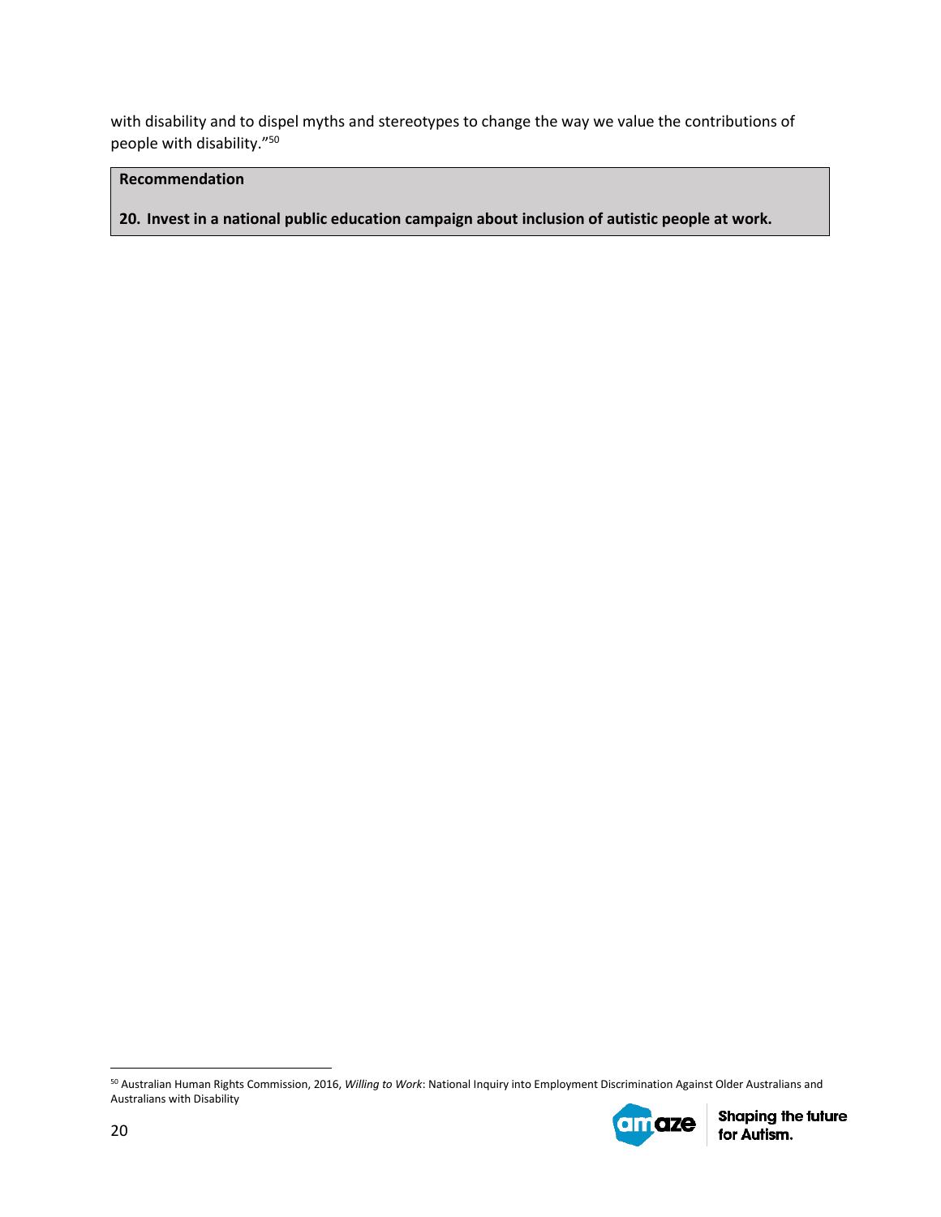with disability and to dispel myths and stereotypes to change the way we value the contributions of people with disability."[50]

**Recommendation**

**20. Invest in a national public education campaign about inclusion of autistic people at work.**

---

[50] Australian Human Rights Commission, 2016, *Willing to Work*: National Inquiry into Employment Discrimination Against Older Australians and Australians with Disability